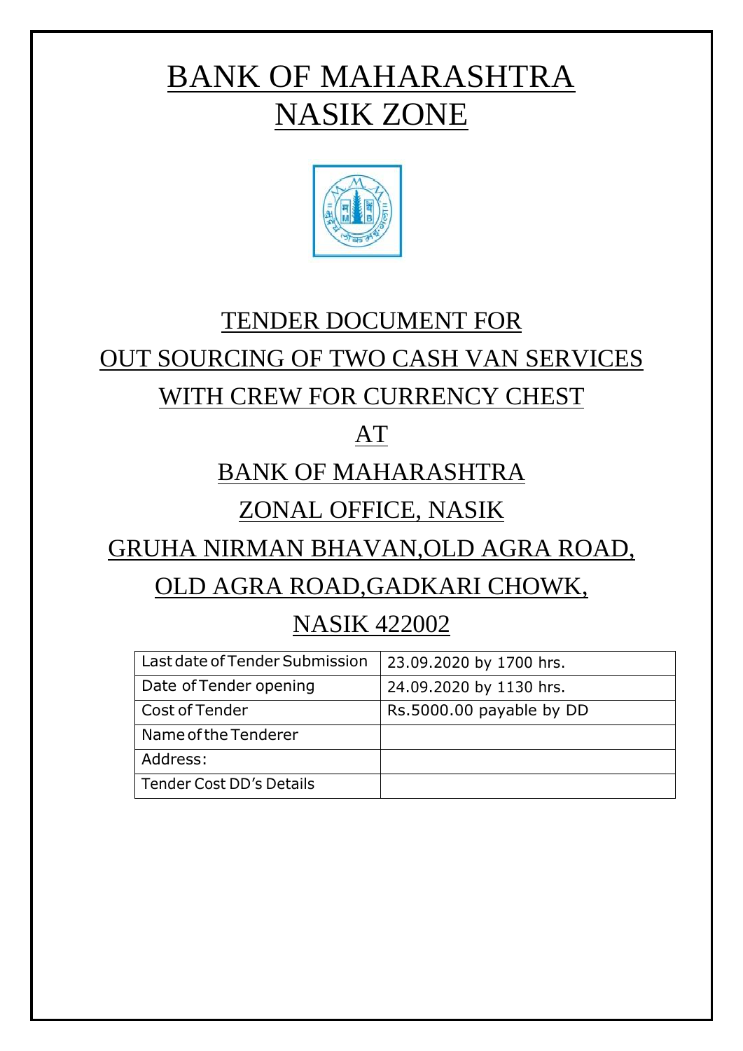# BANK OF MAHARASHTRA
# NASIK ZONE

## TENDER DOCUMENT FOR
## OUT SOURCING OF TWO CASH VAN SERVICES
## WITH CREW FOR CURRENCY CHEST
## AT
## BANK OF MAHARASHTRA
## ZONAL OFFICE, NASIK
## GRUHA NIRMAN BHAVAN,OLD AGRA ROAD,
## OLD AGRA ROAD,GADKARI CHOWK,
## NASIK 422002

| Last date of Tender Submission | 23.09.2020 by 1700 hrs. |
|---|---|
| Date of Tender opening | 24.09.2020 by 1130 hrs. |
| Cost of Tender | Rs.5000.00 payable by DD |
| Name of the Tenderer | |
| Address: | |
| Tender Cost DD's Details | |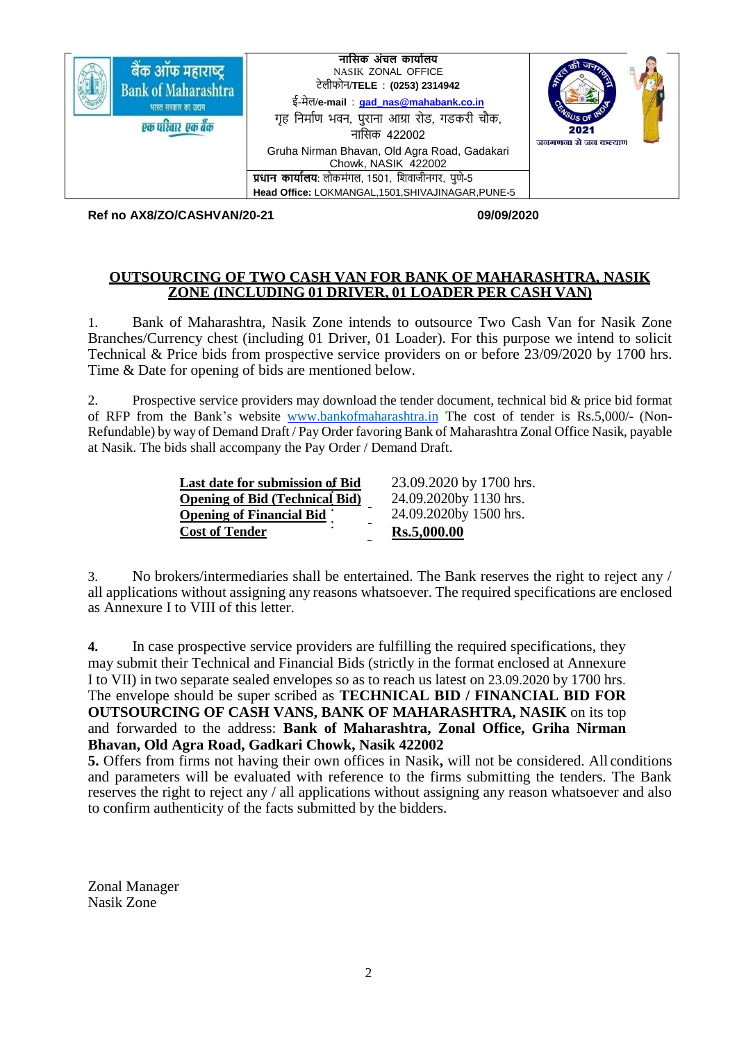| बैंक ऑफ महाराष्ट्र<br>Bank of Maharashtra<br>भारत सरकार का उद्यम<br>एक परिवार एक बैंक | नासिक अंचल कार्यालय<br>NASIK ZONAL OFFICE<br>टेलीफोन/**TELE** : **(0253) 2314942**<br>ई-मेल/**e-mail** : **gad_nas@mahabank.co.in**<br>गृह निर्माण भवन, पुराना आग्रा रोड, गडकरी चौक, नासिक 422002<br>Gruha Nirman Bhavan, Old Agra Road, Gadakari Chowk, NASIK 422002 | 2021<br>जनगणना से जन कल्याण |
|---|---|---|
| | **प्रधान कार्यालय**: लोकमंगल, 1501, शिवाजीनगर, पुणे-5<br>**Head Office:** LOKMANGAL,1501,SHIVAJINAGAR,PUNE-5 | |

**Ref no AX8/ZO/CASHVAN/20-21** **09/09/2020**

## OUTSOURCING OF TWO CASH VAN FOR BANK OF MAHARASHTRA, NASIK ZONE (INCLUDING 01 DRIVER, 01 LOADER PER CASH VAN)

1. Bank of Maharashtra, Nasik Zone intends to outsource Two Cash Van for Nasik Zone Branches/Currency chest (including 01 Driver, 01 Loader). For this purpose we intend to solicit Technical & Price bids from prospective service providers on or before 23/09/2020 by 1700 hrs. Time & Date for opening of bids are mentioned below.

2. Prospective service providers may download the tender document, technical bid & price bid format of RFP from the Bank's website www.bankofmaharashtra.in The cost of tender is Rs.5,000/- (Non-Refundable) by way of Demand Draft / Pay Order favoring Bank of Maharashtra Zonal Office Nasik, payable at Nasik. The bids shall accompany the Pay Order / Demand Draft.

| | |
|---|---|
| **Last date for submission of Bid** | 23.09.2020 by 1700 hrs. |
| **Opening of Bid (Technical Bid)** | 24.09.2020by 1130 hrs. |
| **Opening of Financial Bid** | 24.09.2020by 1500 hrs. |
| **Cost of Tender** | **Rs.5,000.00** |

3. No brokers/intermediaries shall be entertained. The Bank reserves the right to reject any / all applications without assigning any reasons whatsoever. The required specifications are enclosed as Annexure I to VIII of this letter.

**4.** In case prospective service providers are fulfilling the required specifications, they may submit their Technical and Financial Bids (strictly in the format enclosed at Annexure I to VII) in two separate sealed envelopes so as to reach us latest on 23.09.2020 by 1700 hrs. The envelope should be super scribed as **TECHNICAL BID / FINANCIAL BID FOR OUTSOURCING OF CASH VANS, BANK OF MAHARASHTRA, NASIK** on its top and forwarded to the address: **Bank of Maharashtra, Zonal Office, Griha Nirman Bhavan, Old Agra Road, Gadkari Chowk, Nasik 422002**

**5.** Offers from firms not having their own offices in Nasik**,** will not be considered. All conditions and parameters will be evaluated with reference to the firms submitting the tenders. The Bank reserves the right to reject any / all applications without assigning any reason whatsoever and also to confirm authenticity of the facts submitted by the bidders.

Zonal Manager
Nasik Zone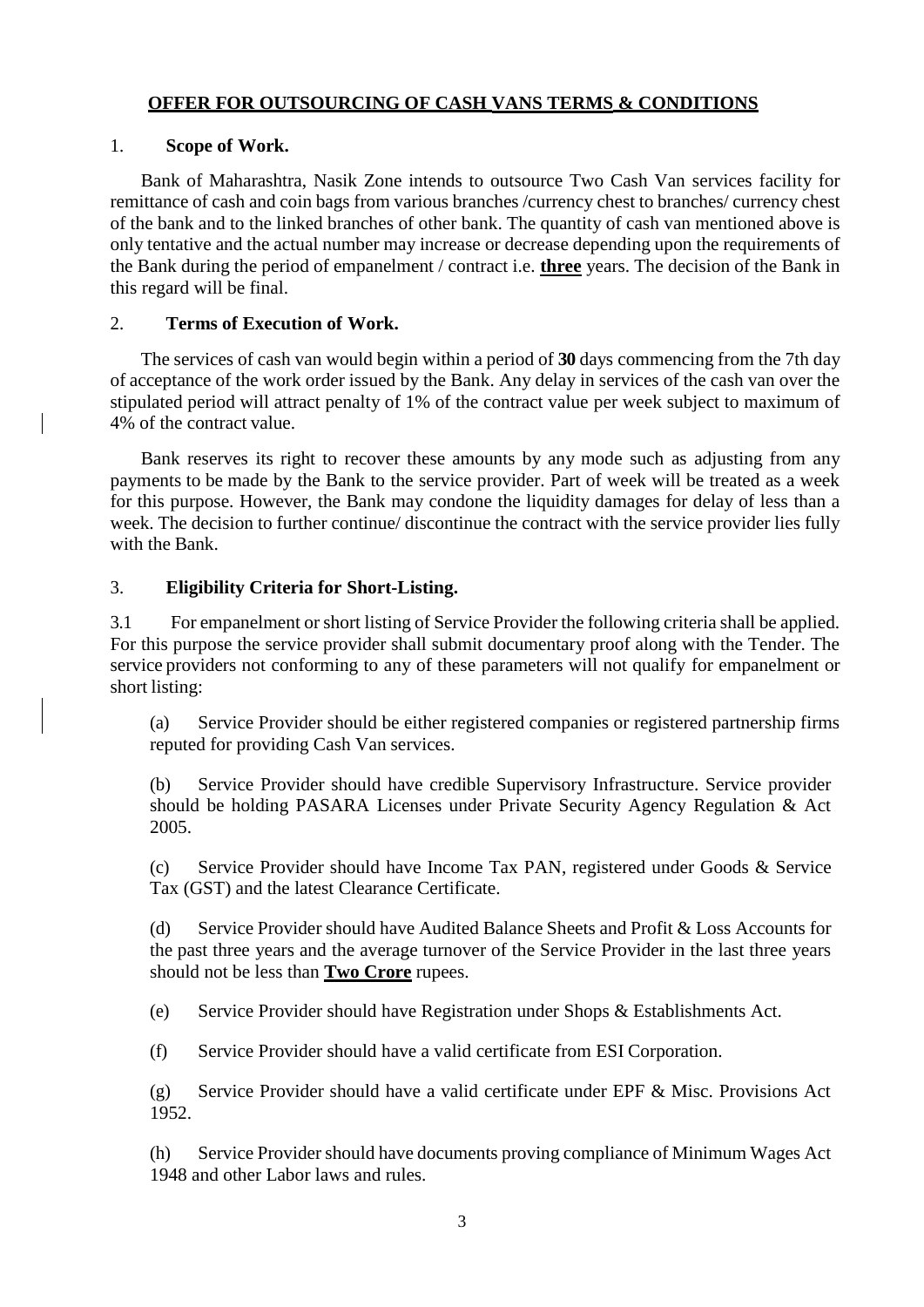**OFFER FOR OUTSOURCING OF CASH VANS TERMS & CONDITIONS**

1. **Scope of Work.**

Bank of Maharashtra, Nasik Zone intends to outsource Two Cash Van services facility for remittance of cash and coin bags from various branches /currency chest to branches/ currency chest of the bank and to the linked branches of other bank. The quantity of cash van mentioned above is only tentative and the actual number may increase or decrease depending upon the requirements of the Bank during the period of empanelment / contract i.e. **three** years. The decision of the Bank in this regard will be final.

2. **Terms of Execution of Work.**

The services of cash van would begin within a period of **30** days commencing from the 7th day of acceptance of the work order issued by the Bank. Any delay in services of the cash van over the stipulated period will attract penalty of 1% of the contract value per week subject to maximum of 4% of the contract value.

Bank reserves its right to recover these amounts by any mode such as adjusting from any payments to be made by the Bank to the service provider. Part of week will be treated as a week for this purpose. However, the Bank may condone the liquidity damages for delay of less than a week. The decision to further continue/ discontinue the contract with the service provider lies fully with the Bank.

3. **Eligibility Criteria for Short-Listing.**

3.1 For empanelment or short listing of Service Provider the following criteria shall be applied. For this purpose the service provider shall submit documentary proof along with the Tender. The service providers not conforming to any of these parameters will not qualify for empanelment or short listing:

(a) Service Provider should be either registered companies or registered partnership firms reputed for providing Cash Van services.

(b) Service Provider should have credible Supervisory Infrastructure. Service provider should be holding PASARA Licenses under Private Security Agency Regulation & Act 2005.

(c) Service Provider should have Income Tax PAN, registered under Goods & Service Tax (GST) and the latest Clearance Certificate.

(d) Service Provider should have Audited Balance Sheets and Profit & Loss Accounts for the past three years and the average turnover of the Service Provider in the last three years should not be less than **Two Crore** rupees.

(e) Service Provider should have Registration under Shops & Establishments Act.

(f) Service Provider should have a valid certificate from ESI Corporation.

(g) Service Provider should have a valid certificate under EPF & Misc. Provisions Act 1952.

(h) Service Provider should have documents proving compliance of Minimum Wages Act 1948 and other Labor laws and rules.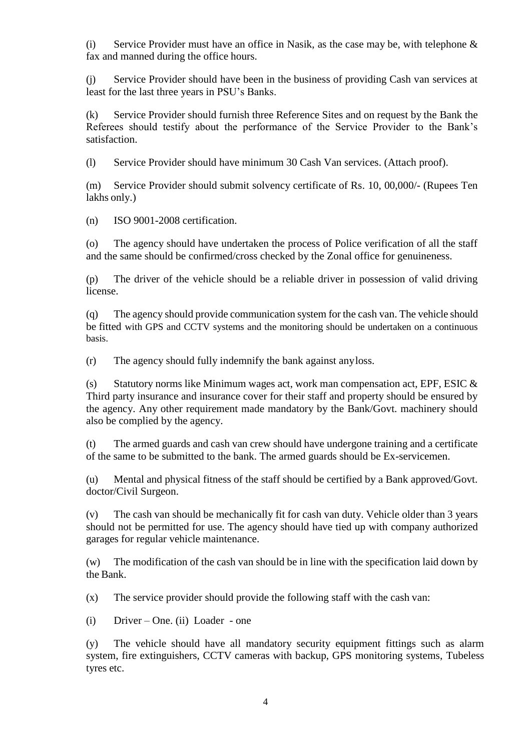(i) Service Provider must have an office in Nasik, as the case may be, with telephone & fax and manned during the office hours.

(j) Service Provider should have been in the business of providing Cash van services at least for the last three years in PSU's Banks.

(k) Service Provider should furnish three Reference Sites and on request by the Bank the Referees should testify about the performance of the Service Provider to the Bank's satisfaction.

(l) Service Provider should have minimum 30 Cash Van services. (Attach proof).

(m) Service Provider should submit solvency certificate of Rs. 10, 00,000/- (Rupees Ten lakhs only.)

(n) ISO 9001-2008 certification.

(o) The agency should have undertaken the process of Police verification of all the staff and the same should be confirmed/cross checked by the Zonal office for genuineness.

(p) The driver of the vehicle should be a reliable driver in possession of valid driving license.

(q) The agency should provide communication system for the cash van. The vehicle should be fitted with GPS and CCTV systems and the monitoring should be undertaken on a continuous basis.

(r) The agency should fully indemnify the bank against anyloss.

(s) Statutory norms like Minimum wages act, work man compensation act, EPF, ESIC & Third party insurance and insurance cover for their staff and property should be ensured by the agency. Any other requirement made mandatory by the Bank/Govt. machinery should also be complied by the agency.

(t) The armed guards and cash van crew should have undergone training and a certificate of the same to be submitted to the bank. The armed guards should be Ex-servicemen.

(u) Mental and physical fitness of the staff should be certified by a Bank approved/Govt. doctor/Civil Surgeon.

(v) The cash van should be mechanically fit for cash van duty. Vehicle older than 3 years should not be permitted for use. The agency should have tied up with company authorized garages for regular vehicle maintenance.

(w) The modification of the cash van should be in line with the specification laid down by the Bank.

(x) The service provider should provide the following staff with the cash van:

(i) Driver – One. (ii) Loader - one

(y) The vehicle should have all mandatory security equipment fittings such as alarm system, fire extinguishers, CCTV cameras with backup, GPS monitoring systems, Tubeless tyres etc.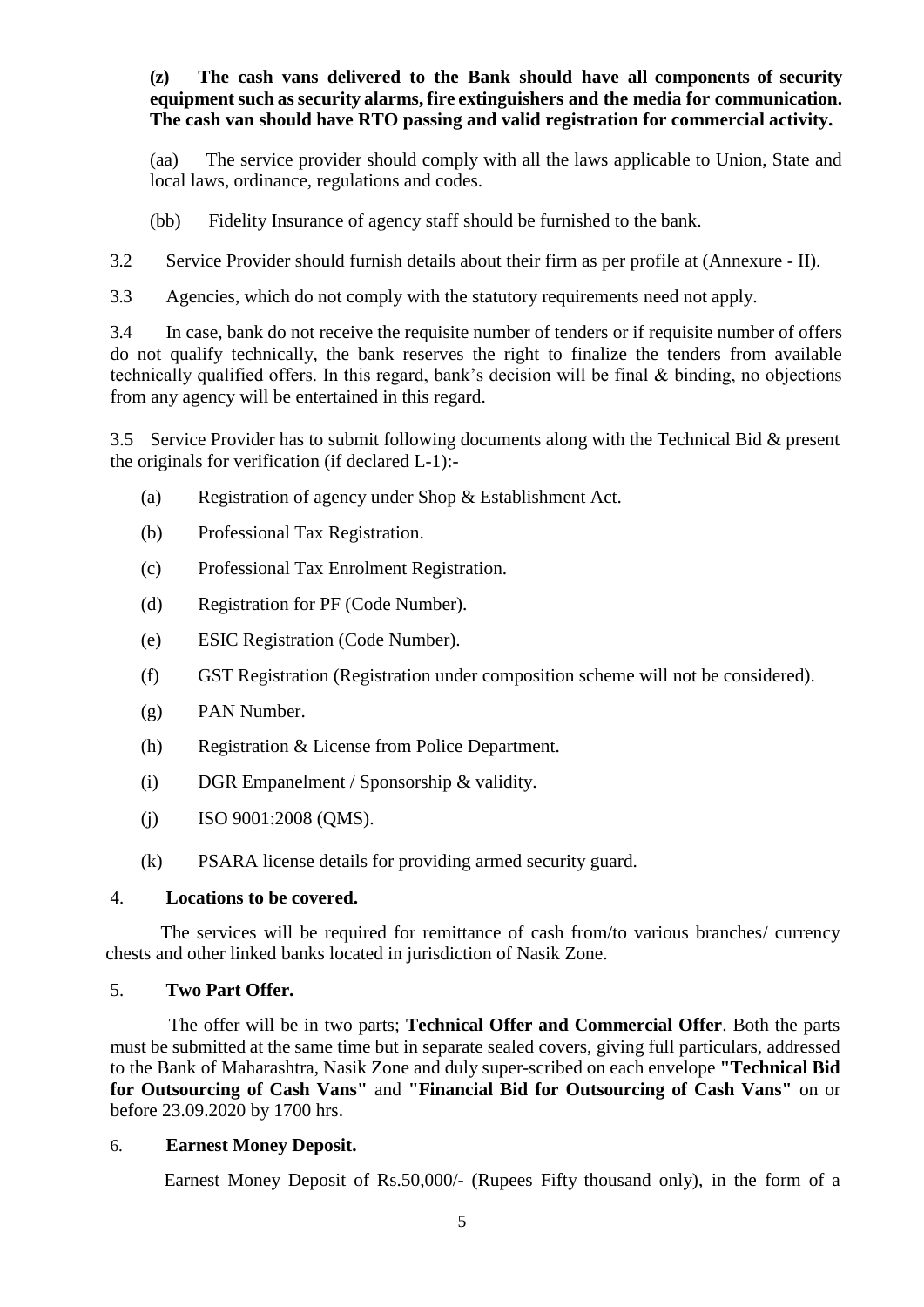**(z) The cash vans delivered to the Bank should have all components of security equipment such as security alarms, fire extinguishers and the media for communication. The cash van should have RTO passing and valid registration for commercial activity.**

(aa) The service provider should comply with all the laws applicable to Union, State and local laws, ordinance, regulations and codes.

(bb) Fidelity Insurance of agency staff should be furnished to the bank.

3.2 Service Provider should furnish details about their firm as per profile at (Annexure - II).

3.3 Agencies, which do not comply with the statutory requirements need not apply.

3.4 In case, bank do not receive the requisite number of tenders or if requisite number of offers do not qualify technically, the bank reserves the right to finalize the tenders from available technically qualified offers. In this regard, bank's decision will be final & binding, no objections from any agency will be entertained in this regard.

3.5 Service Provider has to submit following documents along with the Technical Bid & present the originals for verification (if declared L-1):-

(a) Registration of agency under Shop & Establishment Act.

(b) Professional Tax Registration.

(c) Professional Tax Enrolment Registration.

(d) Registration for PF (Code Number).

(e) ESIC Registration (Code Number).

(f) GST Registration (Registration under composition scheme will not be considered).

(g) PAN Number.

(h) Registration & License from Police Department.

(i) DGR Empanelment / Sponsorship & validity.

(j) ISO 9001:2008 (QMS).

(k) PSARA license details for providing armed security guard.

4. **Locations to be covered.**

The services will be required for remittance of cash from/to various branches/ currency chests and other linked banks located in jurisdiction of Nasik Zone.

5. **Two Part Offer.**

The offer will be in two parts; **Technical Offer and Commercial Offer**. Both the parts must be submitted at the same time but in separate sealed covers, giving full particulars, addressed to the Bank of Maharashtra, Nasik Zone and duly super-scribed on each envelope **"Technical Bid for Outsourcing of Cash Vans"** and **"Financial Bid for Outsourcing of Cash Vans"** on or before 23.09.2020 by 1700 hrs.

6. **Earnest Money Deposit.**

Earnest Money Deposit of Rs.50,000/- (Rupees Fifty thousand only), in the form of a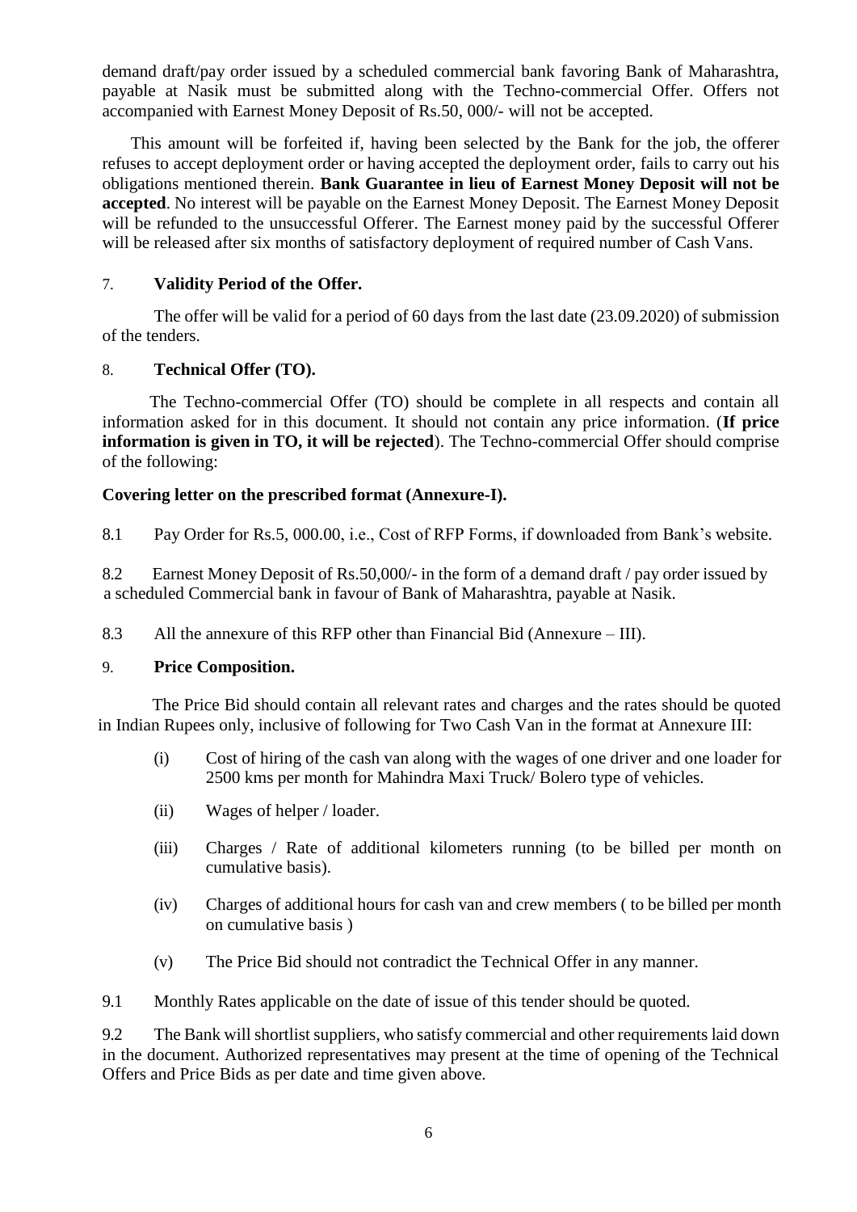demand draft/pay order issued by a scheduled commercial bank favoring Bank of Maharashtra, payable at Nasik must be submitted along with the Techno-commercial Offer. Offers not accompanied with Earnest Money Deposit of Rs.50, 000/- will not be accepted.

This amount will be forfeited if, having been selected by the Bank for the job, the offerer refuses to accept deployment order or having accepted the deployment order, fails to carry out his obligations mentioned therein. **Bank Guarantee in lieu of Earnest Money Deposit will not be accepted**. No interest will be payable on the Earnest Money Deposit. The Earnest Money Deposit will be refunded to the unsuccessful Offerer. The Earnest money paid by the successful Offerer will be released after six months of satisfactory deployment of required number of Cash Vans.

## 7. **Validity Period of the Offer.**

The offer will be valid for a period of 60 days from the last date (23.09.2020) of submission of the tenders.

## 8. **Technical Offer (TO).**

The Techno-commercial Offer (TO) should be complete in all respects and contain all information asked for in this document. It should not contain any price information. (**If price information is given in TO, it will be rejected**). The Techno-commercial Offer should comprise of the following:

**Covering letter on the prescribed format (Annexure-I).**

8.1 Pay Order for Rs.5, 000.00, i.e., Cost of RFP Forms, if downloaded from Bank's website.

8.2 Earnest Money Deposit of Rs.50,000/- in the form of a demand draft / pay order issued by a scheduled Commercial bank in favour of Bank of Maharashtra, payable at Nasik.

8.3 All the annexure of this RFP other than Financial Bid (Annexure – III).

## 9. **Price Composition.**

The Price Bid should contain all relevant rates and charges and the rates should be quoted in Indian Rupees only, inclusive of following for Two Cash Van in the format at Annexure III:

(i) Cost of hiring of the cash van along with the wages of one driver and one loader for 2500 kms per month for Mahindra Maxi Truck/ Bolero type of vehicles.

(ii) Wages of helper / loader.

(iii) Charges / Rate of additional kilometers running (to be billed per month on cumulative basis).

(iv) Charges of additional hours for cash van and crew members ( to be billed per month on cumulative basis )

(v) The Price Bid should not contradict the Technical Offer in any manner.

9.1 Monthly Rates applicable on the date of issue of this tender should be quoted.

9.2 The Bank will shortlist suppliers, who satisfy commercial and other requirements laid down in the document. Authorized representatives may present at the time of opening of the Technical Offers and Price Bids as per date and time given above.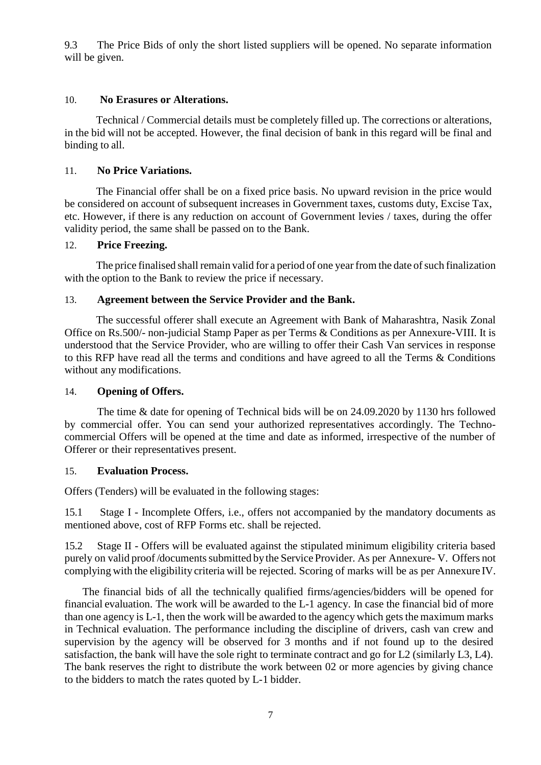9.3 The Price Bids of only the short listed suppliers will be opened. No separate information will be given.

## 10. No Erasures or Alterations.

Technical / Commercial details must be completely filled up. The corrections or alterations, in the bid will not be accepted. However, the final decision of bank in this regard will be final and binding to all.

## 11. No Price Variations.

The Financial offer shall be on a fixed price basis. No upward revision in the price would be considered on account of subsequent increases in Government taxes, customs duty, Excise Tax, etc. However, if there is any reduction on account of Government levies / taxes, during the offer validity period, the same shall be passed on to the Bank.

## 12. Price Freezing.

The price finalised shall remain valid for a period of one year from the date of such finalization with the option to the Bank to review the price if necessary.

## 13. Agreement between the Service Provider and the Bank.

The successful offerer shall execute an Agreement with Bank of Maharashtra, Nasik Zonal Office on Rs.500/- non-judicial Stamp Paper as per Terms & Conditions as per Annexure-VIII. It is understood that the Service Provider, who are willing to offer their Cash Van services in response to this RFP have read all the terms and conditions and have agreed to all the Terms & Conditions without any modifications.

## 14. Opening of Offers.

The time & date for opening of Technical bids will be on 24.09.2020 by 1130 hrs followed by commercial offer. You can send your authorized representatives accordingly. The Techno-commercial Offers will be opened at the time and date as informed, irrespective of the number of Offerer or their representatives present.

## 15. Evaluation Process.

Offers (Tenders) will be evaluated in the following stages:

15.1 Stage I - Incomplete Offers, i.e., offers not accompanied by the mandatory documents as mentioned above, cost of RFP Forms etc. shall be rejected.

15.2 Stage II - Offers will be evaluated against the stipulated minimum eligibility criteria based purely on valid proof /documents submitted by the Service Provider. As per Annexure- V. Offers not complying with the eligibility criteria will be rejected. Scoring of marks will be as per Annexure IV.

The financial bids of all the technically qualified firms/agencies/bidders will be opened for financial evaluation. The work will be awarded to the L-1 agency. In case the financial bid of more than one agency is L-1, then the work will be awarded to the agency which gets the maximum marks in Technical evaluation. The performance including the discipline of drivers, cash van crew and supervision by the agency will be observed for 3 months and if not found up to the desired satisfaction, the bank will have the sole right to terminate contract and go for L2 (similarly L3, L4). The bank reserves the right to distribute the work between 02 or more agencies by giving chance to the bidders to match the rates quoted by L-1 bidder.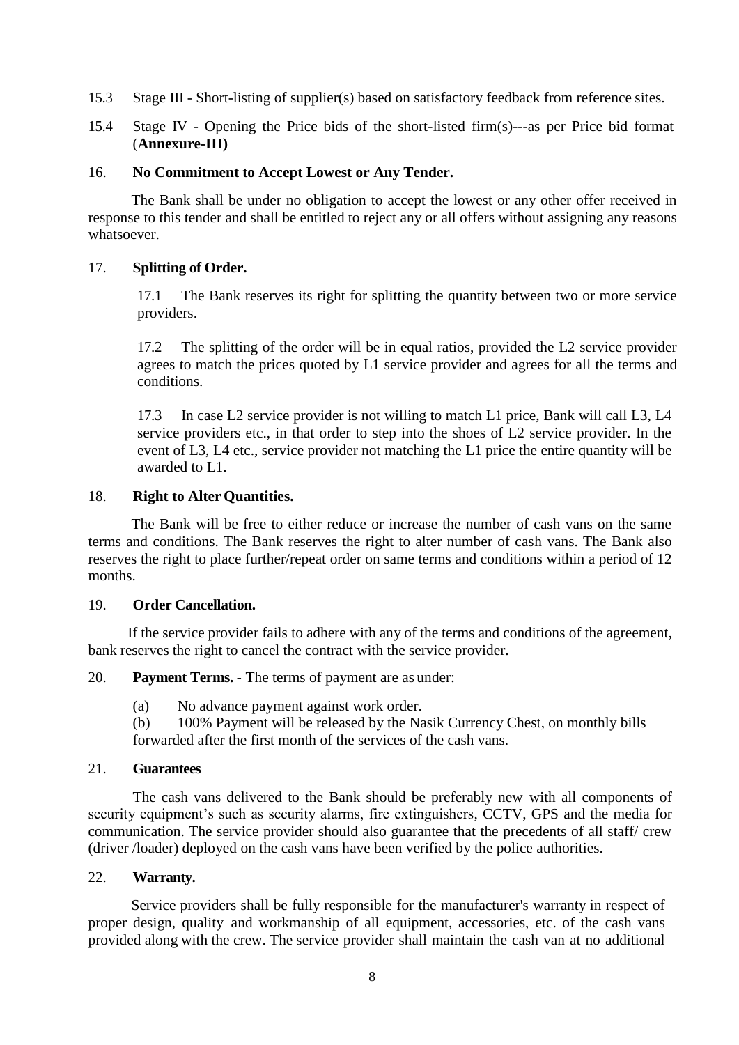15.3 Stage III - Short-listing of supplier(s) based on satisfactory feedback from reference sites.

15.4 Stage IV - Opening the Price bids of the short-listed firm(s)---as per Price bid format (**Annexure-III)**

### 16. No Commitment to Accept Lowest or Any Tender.

The Bank shall be under no obligation to accept the lowest or any other offer received in response to this tender and shall be entitled to reject any or all offers without assigning any reasons whatsoever.

### 17. Splitting of Order.

17.1 The Bank reserves its right for splitting the quantity between two or more service providers.

17.2 The splitting of the order will be in equal ratios, provided the L2 service provider agrees to match the prices quoted by L1 service provider and agrees for all the terms and conditions.

17.3 In case L2 service provider is not willing to match L1 price, Bank will call L3, L4 service providers etc., in that order to step into the shoes of L2 service provider. In the event of L3, L4 etc., service provider not matching the L1 price the entire quantity will be awarded to L1.

### 18. Right to Alter Quantities.

The Bank will be free to either reduce or increase the number of cash vans on the same terms and conditions. The Bank reserves the right to alter number of cash vans. The Bank also reserves the right to place further/repeat order on same terms and conditions within a period of 12 months.

### 19. Order Cancellation.

If the service provider fails to adhere with any of the terms and conditions of the agreement, bank reserves the right to cancel the contract with the service provider.

### 20. Payment Terms. - The terms of payment are as under:

(a) No advance payment against work order.

(b) 100% Payment will be released by the Nasik Currency Chest, on monthly bills forwarded after the first month of the services of the cash vans.

### 21. Guarantees

The cash vans delivered to the Bank should be preferably new with all components of security equipment's such as security alarms, fire extinguishers, CCTV, GPS and the media for communication. The service provider should also guarantee that the precedents of all staff/ crew (driver /loader) deployed on the cash vans have been verified by the police authorities.

### 22. Warranty.

Service providers shall be fully responsible for the manufacturer's warranty in respect of proper design, quality and workmanship of all equipment, accessories, etc. of the cash vans provided along with the crew. The service provider shall maintain the cash van at no additional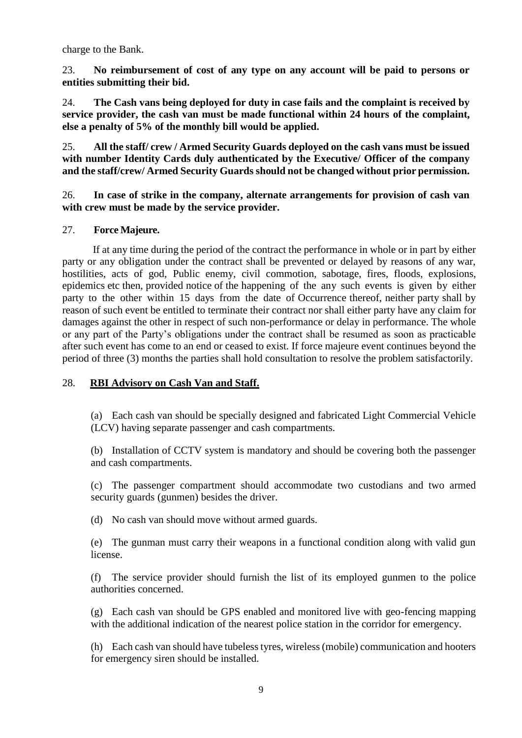charge to the Bank.

23. **No reimbursement of cost of any type on any account will be paid to persons or entities submitting their bid.**

24. **The Cash vans being deployed for duty in case fails and the complaint is received by service provider, the cash van must be made functional within 24 hours of the complaint, else a penalty of 5% of the monthly bill would be applied.**

25. **All the staff/ crew / Armed Security Guards deployed on the cash vans must be issued with number Identity Cards duly authenticated by the Executive/ Officer of the company and the staff/crew/ Armed Security Guards should not be changed without prior permission.**

26. **In case of strike in the company, alternate arrangements for provision of cash van with crew must be made by the service provider.**

27. **Force Majeure.**

If at any time during the period of the contract the performance in whole or in part by either party or any obligation under the contract shall be prevented or delayed by reasons of any war, hostilities, acts of god, Public enemy, civil commotion, sabotage, fires, floods, explosions, epidemics etc then, provided notice of the happening of the any such events is given by either party to the other within 15 days from the date of Occurrence thereof, neither party shall by reason of such event be entitled to terminate their contract nor shall either party have any claim for damages against the other in respect of such non-performance or delay in performance. The whole or any part of the Party's obligations under the contract shall be resumed as soon as practicable after such event has come to an end or ceased to exist. If force majeure event continues beyond the period of three (3) months the parties shall hold consultation to resolve the problem satisfactorily.

28. **RBI Advisory on Cash Van and Staff.**

(a) Each cash van should be specially designed and fabricated Light Commercial Vehicle (LCV) having separate passenger and cash compartments.

(b) Installation of CCTV system is mandatory and should be covering both the passenger and cash compartments.

(c) The passenger compartment should accommodate two custodians and two armed security guards (gunmen) besides the driver.

(d) No cash van should move without armed guards.

(e) The gunman must carry their weapons in a functional condition along with valid gun license.

(f) The service provider should furnish the list of its employed gunmen to the police authorities concerned.

(g) Each cash van should be GPS enabled and monitored live with geo-fencing mapping with the additional indication of the nearest police station in the corridor for emergency.

(h) Each cash van should have tubeless tyres, wireless (mobile) communication and hooters for emergency siren should be installed.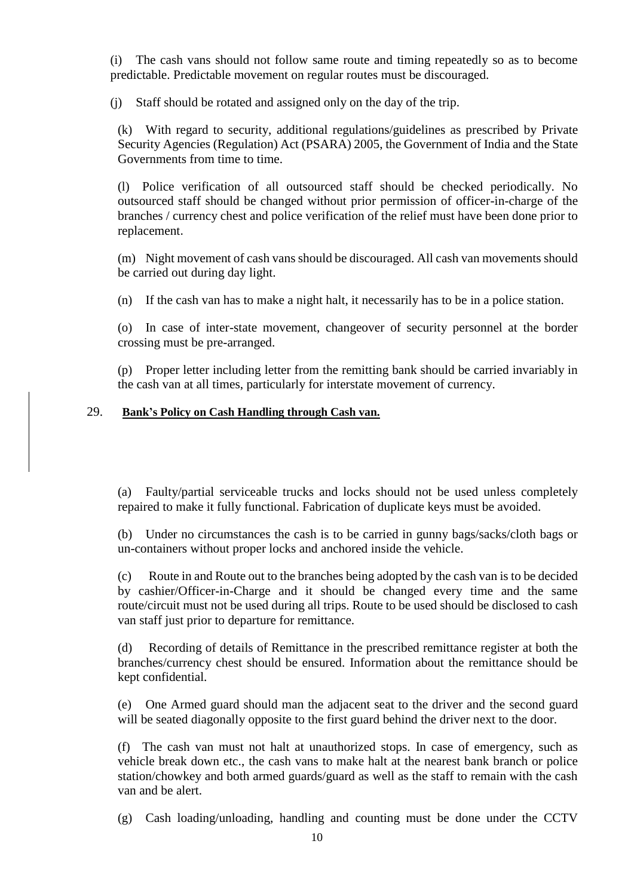(i) The cash vans should not follow same route and timing repeatedly so as to become predictable. Predictable movement on regular routes must be discouraged.

(j) Staff should be rotated and assigned only on the day of the trip.

(k) With regard to security, additional regulations/guidelines as prescribed by Private Security Agencies (Regulation) Act (PSARA) 2005, the Government of India and the State Governments from time to time.

(l) Police verification of all outsourced staff should be checked periodically. No outsourced staff should be changed without prior permission of officer-in-charge of the branches / currency chest and police verification of the relief must have been done prior to replacement.

(m) Night movement of cash vans should be discouraged. All cash van movements should be carried out during day light.

(n) If the cash van has to make a night halt, it necessarily has to be in a police station.

(o) In case of inter-state movement, changeover of security personnel at the border crossing must be pre-arranged.

(p) Proper letter including letter from the remitting bank should be carried invariably in the cash van at all times, particularly for interstate movement of currency.

## 29. **Bank's Policy on Cash Handling through Cash van.**

(a) Faulty/partial serviceable trucks and locks should not be used unless completely repaired to make it fully functional. Fabrication of duplicate keys must be avoided.

(b) Under no circumstances the cash is to be carried in gunny bags/sacks/cloth bags or un-containers without proper locks and anchored inside the vehicle.

(c) Route in and Route out to the branches being adopted by the cash van is to be decided by cashier/Officer-in-Charge and it should be changed every time and the same route/circuit must not be used during all trips. Route to be used should be disclosed to cash van staff just prior to departure for remittance.

(d) Recording of details of Remittance in the prescribed remittance register at both the branches/currency chest should be ensured. Information about the remittance should be kept confidential.

(e) One Armed guard should man the adjacent seat to the driver and the second guard will be seated diagonally opposite to the first guard behind the driver next to the door.

(f) The cash van must not halt at unauthorized stops. In case of emergency, such as vehicle break down etc., the cash vans to make halt at the nearest bank branch or police station/chowkey and both armed guards/guard as well as the staff to remain with the cash van and be alert.

(g) Cash loading/unloading, handling and counting must be done under the CCTV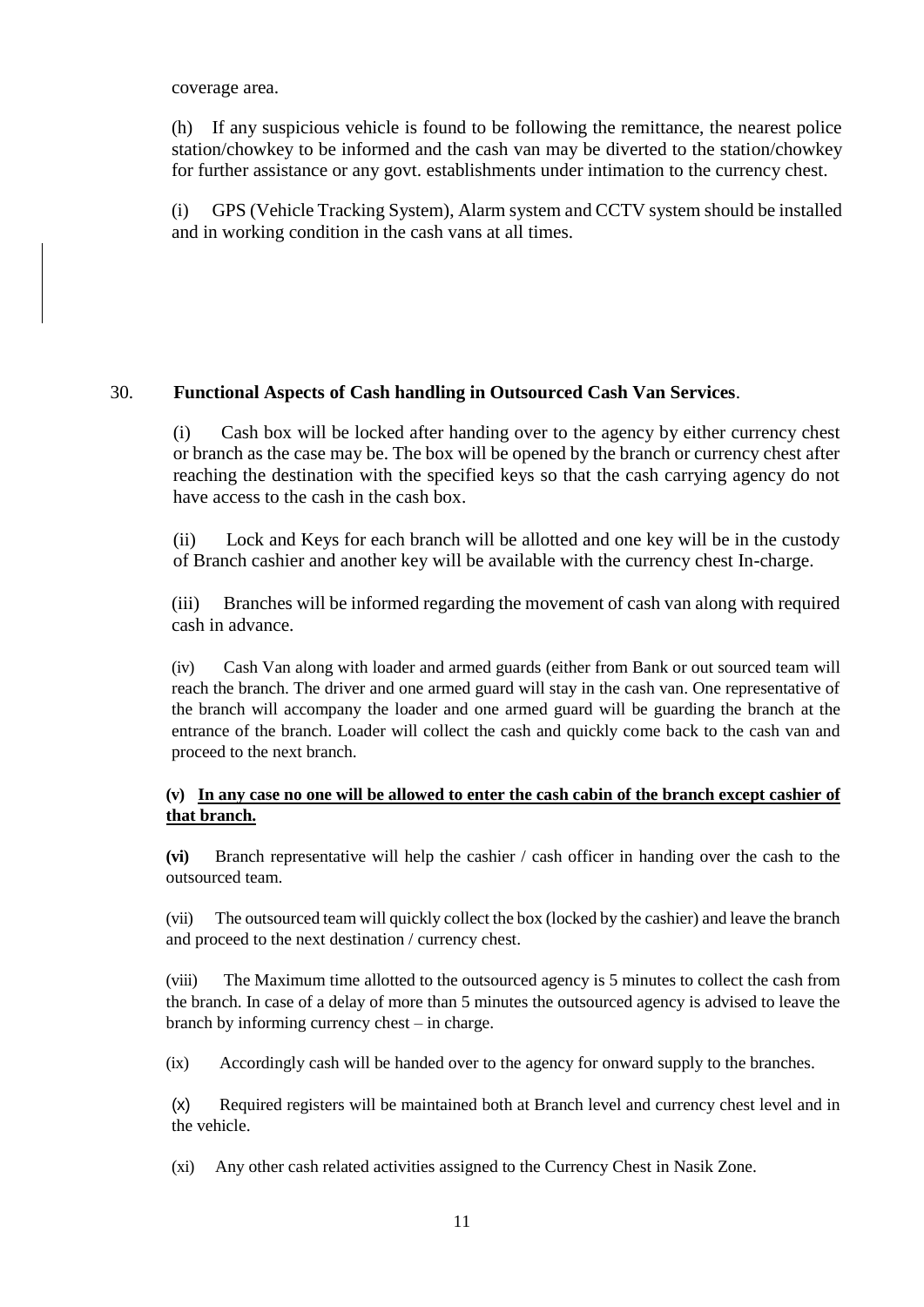coverage area.

(h) If any suspicious vehicle is found to be following the remittance, the nearest police station/chowkey to be informed and the cash van may be diverted to the station/chowkey for further assistance or any govt. establishments under intimation to the currency chest.

(i) GPS (Vehicle Tracking System), Alarm system and CCTV system should be installed and in working condition in the cash vans at all times.

30. **Functional Aspects of Cash handling in Outsourced Cash Van Services**.

(i) Cash box will be locked after handing over to the agency by either currency chest or branch as the case may be. The box will be opened by the branch or currency chest after reaching the destination with the specified keys so that the cash carrying agency do not have access to the cash in the cash box.

(ii) Lock and Keys for each branch will be allotted and one key will be in the custody of Branch cashier and another key will be available with the currency chest In-charge.

(iii) Branches will be informed regarding the movement of cash van along with required cash in advance.

(iv) Cash Van along with loader and armed guards (either from Bank or out sourced team will reach the branch. The driver and one armed guard will stay in the cash van. One representative of the branch will accompany the loader and one armed guard will be guarding the branch at the entrance of the branch. Loader will collect the cash and quickly come back to the cash van and proceed to the next branch.

**(v) <u>In any case no one will be allowed to enter the cash cabin of the branch except cashier of that branch.</u>**

**(vi)** Branch representative will help the cashier / cash officer in handing over the cash to the outsourced team.

(vii) The outsourced team will quickly collect the box (locked by the cashier) and leave the branch and proceed to the next destination / currency chest.

(viii) The Maximum time allotted to the outsourced agency is 5 minutes to collect the cash from the branch. In case of a delay of more than 5 minutes the outsourced agency is advised to leave the branch by informing currency chest – in charge.

(ix) Accordingly cash will be handed over to the agency for onward supply to the branches.

(x) Required registers will be maintained both at Branch level and currency chest level and in the vehicle.

(xi) Any other cash related activities assigned to the Currency Chest in Nasik Zone.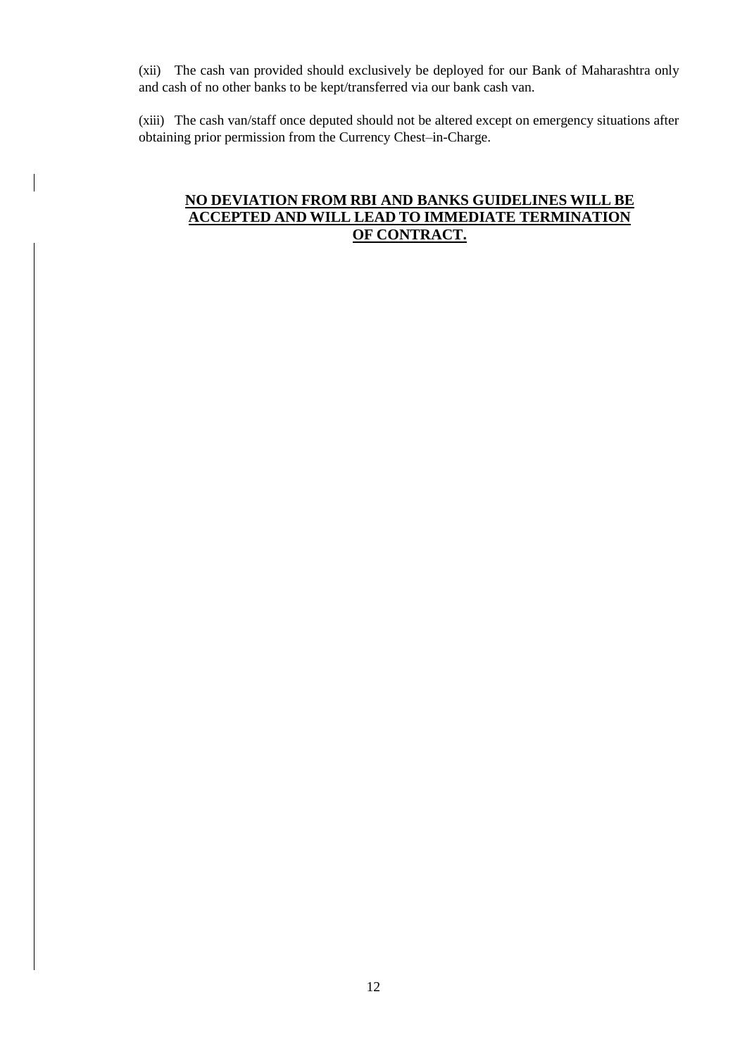(xii) The cash van provided should exclusively be deployed for our Bank of Maharashtra only and cash of no other banks to be kept/transferred via our bank cash van.

(xiii) The cash van/staff once deputed should not be altered except on emergency situations after obtaining prior permission from the Currency Chest–in-Charge.

**NO DEVIATION FROM RBI AND BANKS GUIDELINES WILL BE ACCEPTED AND WILL LEAD TO IMMEDIATE TERMINATION OF CONTRACT.**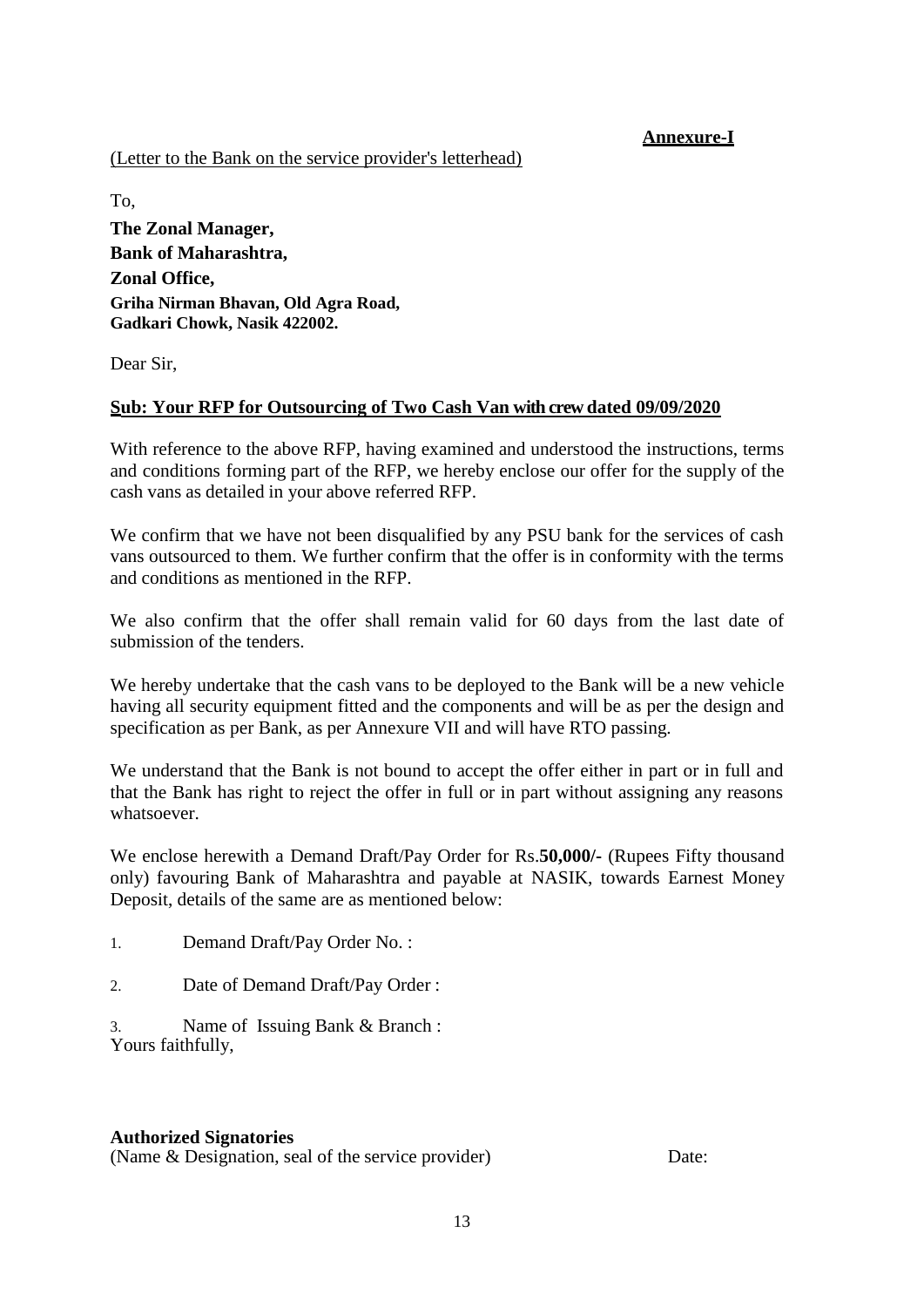**Annexure-I**

(Letter to the Bank on the service provider's letterhead)

To,

**The Zonal Manager,**
**Bank of Maharashtra,**
**Zonal Office,**
**Griha Nirman Bhavan, Old Agra Road,**
**Gadkari Chowk, Nasik 422002.**

Dear Sir,

**Sub: Your RFP for Outsourcing of Two Cash Van with crew dated 09/09/2020**

With reference to the above RFP, having examined and understood the instructions, terms and conditions forming part of the RFP, we hereby enclose our offer for the supply of the cash vans as detailed in your above referred RFP.

We confirm that we have not been disqualified by any PSU bank for the services of cash vans outsourced to them. We further confirm that the offer is in conformity with the terms and conditions as mentioned in the RFP.

We also confirm that the offer shall remain valid for 60 days from the last date of submission of the tenders.

We hereby undertake that the cash vans to be deployed to the Bank will be a new vehicle having all security equipment fitted and the components and will be as per the design and specification as per Bank, as per Annexure VII and will have RTO passing.

We understand that the Bank is not bound to accept the offer either in part or in full and that the Bank has right to reject the offer in full or in part without assigning any reasons whatsoever.

We enclose herewith a Demand Draft/Pay Order for Rs.**50,000/-** (Rupees Fifty thousand only) favouring Bank of Maharashtra and payable at NASIK, towards Earnest Money Deposit, details of the same are as mentioned below:

1. Demand Draft/Pay Order No. :
2. Date of Demand Draft/Pay Order :
3. Name of Issuing Bank & Branch :

Yours faithfully,

**Authorized Signatories**
(Name & Designation, seal of the service provider) Date: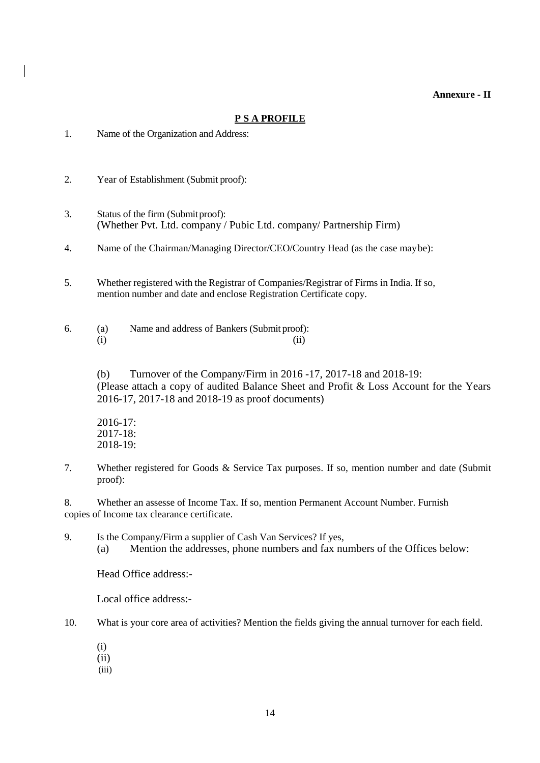**Annexure - II**

## P S A PROFILE

1. Name of the Organization and Address:

2. Year of Establishment (Submit proof):

3. Status of the firm (Submit proof):
   (Whether Pvt. Ltd. company / Pubic Ltd. company/ Partnership Firm)

4. Name of the Chairman/Managing Director/CEO/Country Head (as the case maybe):

5. Whether registered with the Registrar of Companies/Registrar of Firms in India. If so, mention number and date and enclose Registration Certificate copy.

6. (a) Name and address of Bankers (Submit proof):
   (i) (ii)

   (b) Turnover of the Company/Firm in 2016 -17, 2017-18 and 2018-19:
   (Please attach a copy of audited Balance Sheet and Profit & Loss Account for the Years 2016-17, 2017-18 and 2018-19 as proof documents)

   2016-17:
   2017-18:
   2018-19:

7. Whether registered for Goods & Service Tax purposes. If so, mention number and date (Submit proof):

8. Whether an assesse of Income Tax. If so, mention Permanent Account Number. Furnish copies of Income tax clearance certificate.

9. Is the Company/Firm a supplier of Cash Van Services? If yes,
   (a) Mention the addresses, phone numbers and fax numbers of the Offices below:

   Head Office address:-

   Local office address:-

10. What is your core area of activities? Mention the fields giving the annual turnover for each field.

    (i)
    (ii)
    (iii)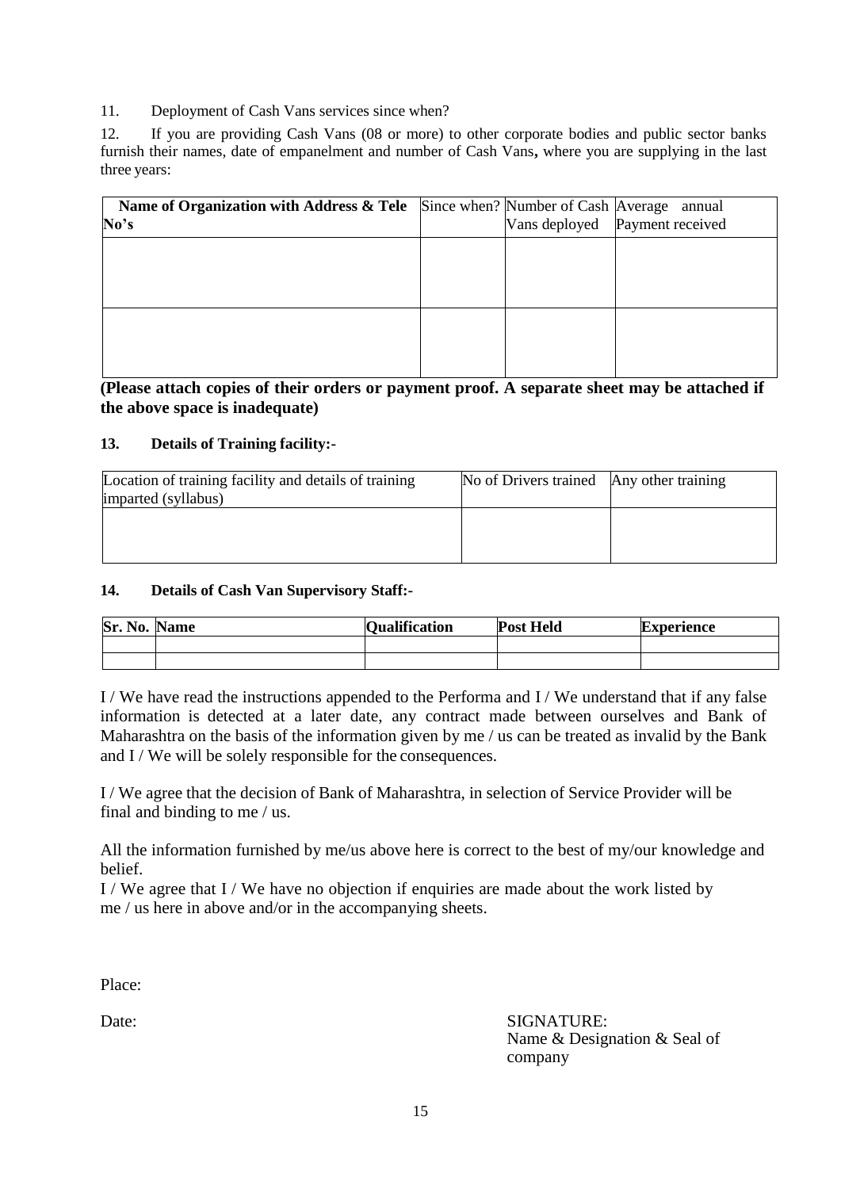11. Deployment of Cash Vans services since when?

12. If you are providing Cash Vans (08 or more) to other corporate bodies and public sector banks furnish their names, date of empanelment and number of Cash Vans**,** where you are supplying in the last three years:

| **Name of Organization with Address & Tele No's** | Since when? | Number of Cash Vans deployed | Average annual Payment received |
|---|---|---|---|
| | | | |
| | | | |

**(Please attach copies of their orders or payment proof. A separate sheet may be attached if the above space is inadequate)**

**13. Details of Training facility:-**

| Location of training facility and details of training imparted (syllabus) | No of Drivers trained | Any other training |
|---|---|---|
| | | |

**14. Details of Cash Van Supervisory Staff:-**

| **Sr. No.** | **Name** | **Qualification** | **Post Held** | **Experience** |
|---|---|---|---|---|
| | | | | |
| | | | | |

I / We have read the instructions appended to the Performa and I / We understand that if any false information is detected at a later date, any contract made between ourselves and Bank of Maharashtra on the basis of the information given by me / us can be treated as invalid by the Bank and I / We will be solely responsible for the consequences.

I / We agree that the decision of Bank of Maharashtra, in selection of Service Provider will be final and binding to me / us.

All the information furnished by me/us above here is correct to the best of my/our knowledge and belief.

I / We agree that I / We have no objection if enquiries are made about the work listed by me / us here in above and/or in the accompanying sheets.

Place:

Date:

SIGNATURE:
Name & Designation & Seal of company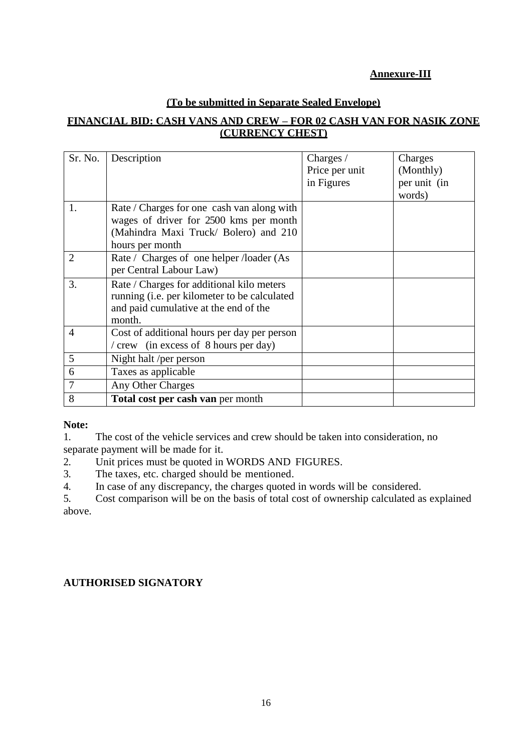**Annexure-III**

**(To be submitted in Separate Sealed Envelope)**

**FINANCIAL BID: CASH VANS AND CREW – FOR 02 CASH VAN FOR NASIK ZONE (CURRENCY CHEST)**

| Sr. No. | Description | Charges / Price per unit in Figures | Charges (Monthly) per unit (in words) |
|---|---|---|---|
| 1. | Rate / Charges for one cash van along with wages of driver for 2500 kms per month (Mahindra Maxi Truck/ Bolero) and 210 hours per month | | |
| 2 | Rate / Charges of one helper /loader (As per Central Labour Law) | | |
| 3. | Rate / Charges for additional kilo meters running (i.e. per kilometer to be calculated and paid cumulative at the end of the month. | | |
| 4 | Cost of additional hours per day per person / crew (in excess of 8 hours per day) | | |
| 5 | Night halt /per person | | |
| 6 | Taxes as applicable | | |
| 7 | Any Other Charges | | |
| 8 | **Total cost per cash van** per month | | |

**Note:**

1. The cost of the vehicle services and crew should be taken into consideration, no separate payment will be made for it.
2. Unit prices must be quoted in WORDS AND FIGURES.
3. The taxes, etc. charged should be mentioned.
4. In case of any discrepancy, the charges quoted in words will be considered.
5. Cost comparison will be on the basis of total cost of ownership calculated as explained above.

**AUTHORISED SIGNATORY**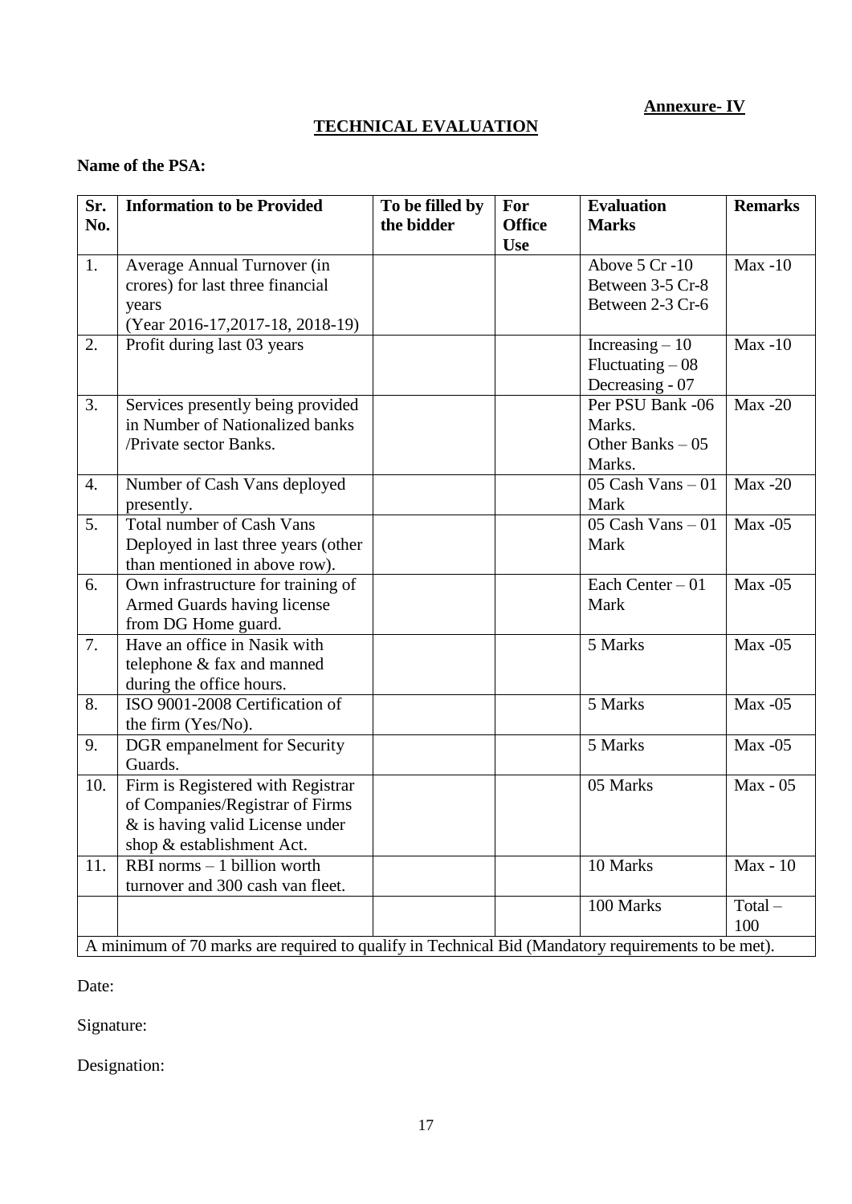**Annexure- IV**

## TECHNICAL EVALUATION

**Name of the PSA:**

| Sr. No. | Information to be Provided | To be filled by the bidder | For Office Use | Evaluation Marks | Remarks |
|---|---|---|---|---|---|
| 1. | Average Annual Turnover (in crores) for last three financial years (Year 2016-17,2017-18, 2018-19) | | | Above 5 Cr -10<br>Between 3-5 Cr-8<br>Between 2-3 Cr-6 | Max -10 |
| 2. | Profit during last 03 years | | | Increasing – 10<br>Fluctuating – 08<br>Decreasing - 07 | Max -10 |
| 3. | Services presently being provided in Number of Nationalized banks /Private sector Banks. | | | Per PSU Bank -06 Marks.<br>Other Banks – 05 Marks. | Max -20 |
| 4. | Number of Cash Vans deployed presently. | | | 05 Cash Vans – 01 Mark | Max -20 |
| 5. | Total number of Cash Vans Deployed in last three years (other than mentioned in above row). | | | 05 Cash Vans – 01 Mark | Max -05 |
| 6. | Own infrastructure for training of Armed Guards having license from DG Home guard. | | | Each Center – 01 Mark | Max -05 |
| 7. | Have an office in Nasik with telephone & fax and manned during the office hours. | | | 5 Marks | Max -05 |
| 8. | ISO 9001-2008 Certification of the firm (Yes/No). | | | 5 Marks | Max -05 |
| 9. | DGR empanelment for Security Guards. | | | 5 Marks | Max -05 |
| 10. | Firm is Registered with Registrar of Companies/Registrar of Firms & is having valid License under shop & establishment Act. | | | 05 Marks | Max - 05 |
| 11. | RBI norms – 1 billion worth turnover and 300 cash van fleet. | | | 10 Marks | Max - 10 |
| | | | | 100 Marks | Total – 100 |

A minimum of 70 marks are required to qualify in Technical Bid (Mandatory requirements to be met).

Date:

Signature:

Designation: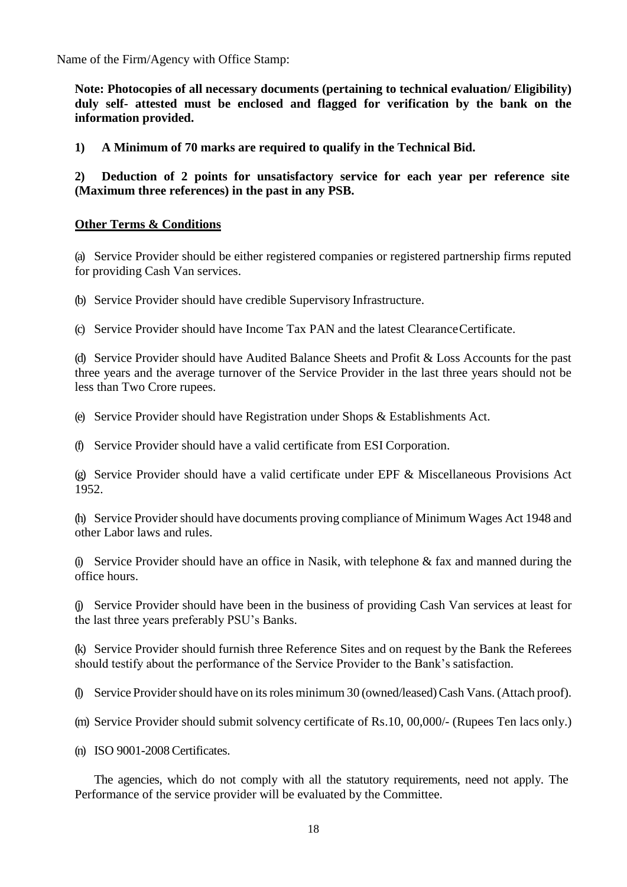Name of the Firm/Agency with Office Stamp:

**Note: Photocopies of all necessary documents (pertaining to technical evaluation/ Eligibility) duly self- attested must be enclosed and flagged for verification by the bank on the information provided.**

**1) A Minimum of 70 marks are required to qualify in the Technical Bid.**

**2) Deduction of 2 points for unsatisfactory service for each year per reference site (Maximum three references) in the past in any PSB.**

**Other Terms & Conditions**

(a) Service Provider should be either registered companies or registered partnership firms reputed for providing Cash Van services.

(b) Service Provider should have credible Supervisory Infrastructure.

(c) Service Provider should have Income Tax PAN and the latest Clearance Certificate.

(d) Service Provider should have Audited Balance Sheets and Profit & Loss Accounts for the past three years and the average turnover of the Service Provider in the last three years should not be less than Two Crore rupees.

(e) Service Provider should have Registration under Shops & Establishments Act.

(f) Service Provider should have a valid certificate from ESI Corporation.

(g) Service Provider should have a valid certificate under EPF & Miscellaneous Provisions Act 1952.

(h) Service Provider should have documents proving compliance of Minimum Wages Act 1948 and other Labor laws and rules.

(i) Service Provider should have an office in Nasik, with telephone & fax and manned during the office hours.

(j) Service Provider should have been in the business of providing Cash Van services at least for the last three years preferably PSU's Banks.

(k) Service Provider should furnish three Reference Sites and on request by the Bank the Referees should testify about the performance of the Service Provider to the Bank's satisfaction.

(l) Service Provider should have on its roles minimum 30 (owned/leased) Cash Vans. (Attach proof).

(m) Service Provider should submit solvency certificate of Rs.10, 00,000/- (Rupees Ten lacs only.)

(n) ISO 9001-2008 Certificates.

The agencies, which do not comply with all the statutory requirements, need not apply. The Performance of the service provider will be evaluated by the Committee.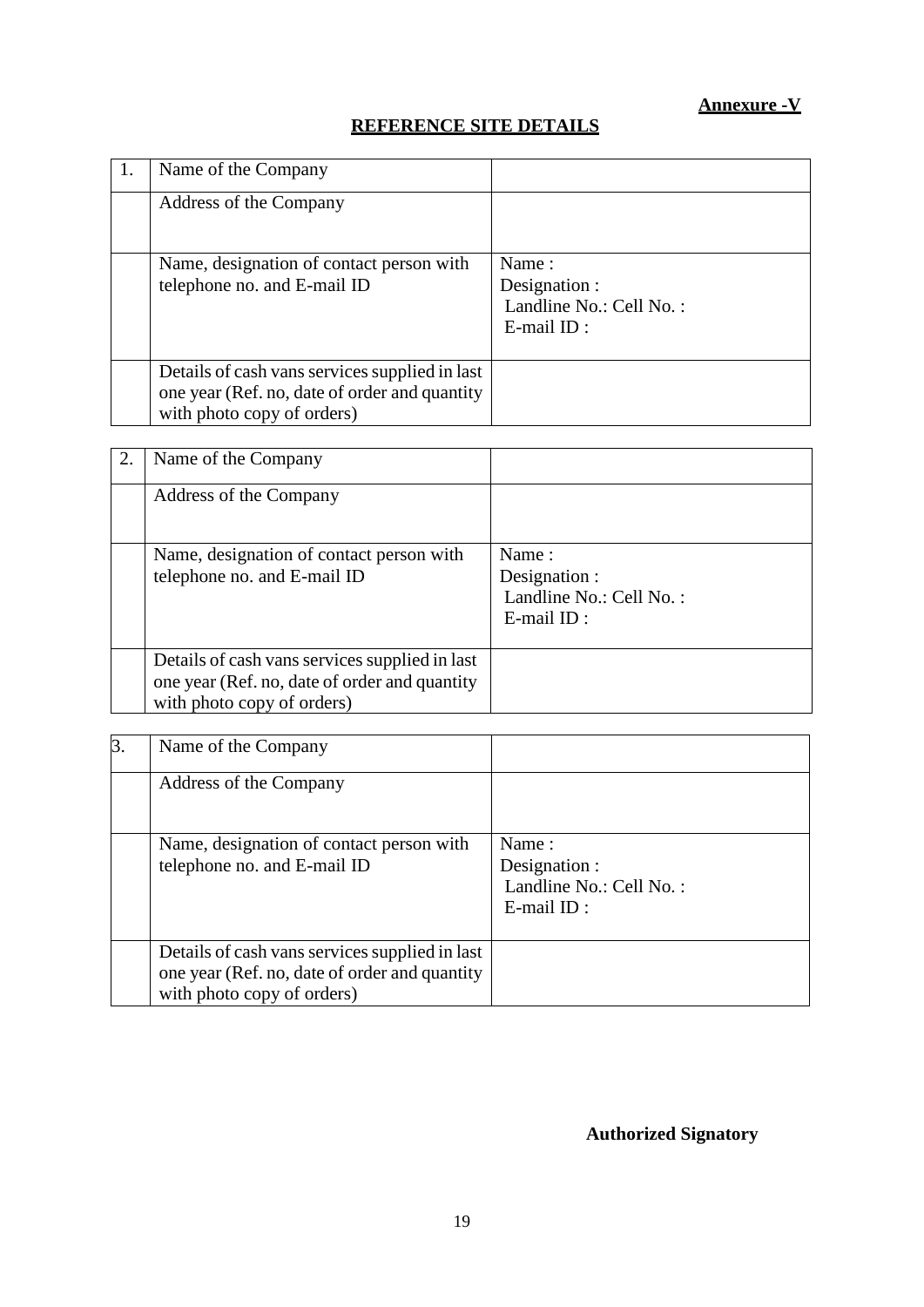**Annexure -V**

## REFERENCE SITE DETAILS

| 1. | Name of the Company | |
|---|---|---|
| | Address of the Company | |
| | Name, designation of contact person with telephone no. and E-mail ID | Name :<br>Designation :<br>Landline No.: Cell No. :<br>E-mail ID : |
| | Details of cash vans services supplied in last one year (Ref. no, date of order and quantity with photo copy of orders) | |

| 2. | Name of the Company | |
|---|---|---|
| | Address of the Company | |
| | Name, designation of contact person with telephone no. and E-mail ID | Name :<br>Designation :<br>Landline No.: Cell No. :<br>E-mail ID : |
| | Details of cash vans services supplied in last one year (Ref. no, date of order and quantity with photo copy of orders) | |

| 3. | Name of the Company | |
|---|---|---|
| | Address of the Company | |
| | Name, designation of contact person with telephone no. and E-mail ID | Name :<br>Designation :<br>Landline No.: Cell No. :<br>E-mail ID : |
| | Details of cash vans services supplied in last one year (Ref. no, date of order and quantity with photo copy of orders) | |

**Authorized Signatory**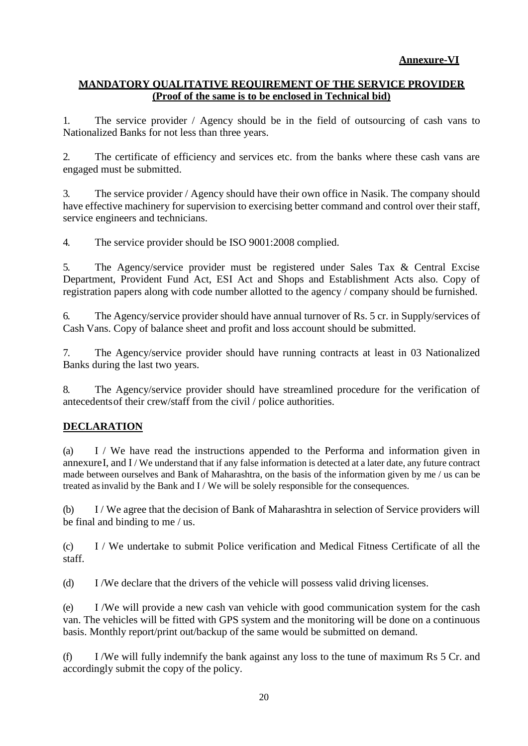**Annexure-VI**

**MANDATORY QUALITATIVE REQUIREMENT OF THE SERVICE PROVIDER**
**(Proof of the same is to be enclosed in Technical bid)**

1. The service provider / Agency should be in the field of outsourcing of cash vans to Nationalized Banks for not less than three years.

2. The certificate of efficiency and services etc. from the banks where these cash vans are engaged must be submitted.

3. The service provider / Agency should have their own office in Nasik. The company should have effective machinery for supervision to exercising better command and control over their staff, service engineers and technicians.

4. The service provider should be ISO 9001:2008 complied.

5. The Agency/service provider must be registered under Sales Tax & Central Excise Department, Provident Fund Act, ESI Act and Shops and Establishment Acts also. Copy of registration papers along with code number allotted to the agency / company should be furnished.

6. The Agency/service provider should have annual turnover of Rs. 5 cr. in Supply/services of Cash Vans. Copy of balance sheet and profit and loss account should be submitted.

7. The Agency/service provider should have running contracts at least in 03 Nationalized Banks during the last two years.

8. The Agency/service provider should have streamlined procedure for the verification of antecedents of their crew/staff from the civil / police authorities.

**DECLARATION**

(a) I / We have read the instructions appended to the Performa and information given in annexure I, and I / We understand that if any false information is detected at a later date, any future contract made between ourselves and Bank of Maharashtra, on the basis of the information given by me / us can be treated as invalid by the Bank and I / We will be solely responsible for the consequences.

(b) I / We agree that the decision of Bank of Maharashtra in selection of Service providers will be final and binding to me / us.

(c) I / We undertake to submit Police verification and Medical Fitness Certificate of all the staff.

(d) I /We declare that the drivers of the vehicle will possess valid driving licenses.

(e) I /We will provide a new cash van vehicle with good communication system for the cash van. The vehicles will be fitted with GPS system and the monitoring will be done on a continuous basis. Monthly report/print out/backup of the same would be submitted on demand.

(f) I /We will fully indemnify the bank against any loss to the tune of maximum Rs 5 Cr. and accordingly submit the copy of the policy.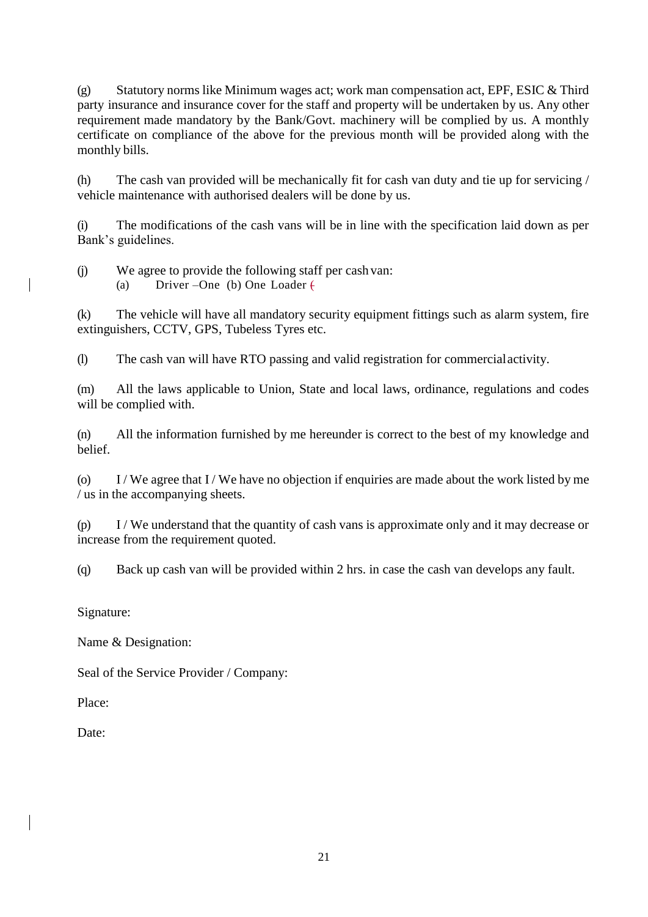(g) Statutory norms like Minimum wages act; work man compensation act, EPF, ESIC & Third party insurance and insurance cover for the staff and property will be undertaken by us. Any other requirement made mandatory by the Bank/Govt. machinery will be complied by us. A monthly certificate on compliance of the above for the previous month will be provided along with the monthly bills.

(h) The cash van provided will be mechanically fit for cash van duty and tie up for servicing / vehicle maintenance with authorised dealers will be done by us.

(i) The modifications of the cash vans will be in line with the specification laid down as per Bank's guidelines.

(j) We agree to provide the following staff per cash van:
   (a) Driver –One (b) One Loader (

(k) The vehicle will have all mandatory security equipment fittings such as alarm system, fire extinguishers, CCTV, GPS, Tubeless Tyres etc.

(l) The cash van will have RTO passing and valid registration for commercial activity.

(m) All the laws applicable to Union, State and local laws, ordinance, regulations and codes will be complied with.

(n) All the information furnished by me hereunder is correct to the best of my knowledge and belief.

(o) I / We agree that I / We have no objection if enquiries are made about the work listed by me / us in the accompanying sheets.

(p) I / We understand that the quantity of cash vans is approximate only and it may decrease or increase from the requirement quoted.

(q) Back up cash van will be provided within 2 hrs. in case the cash van develops any fault.

Signature:

Name & Designation:

Seal of the Service Provider / Company:

Place:

Date: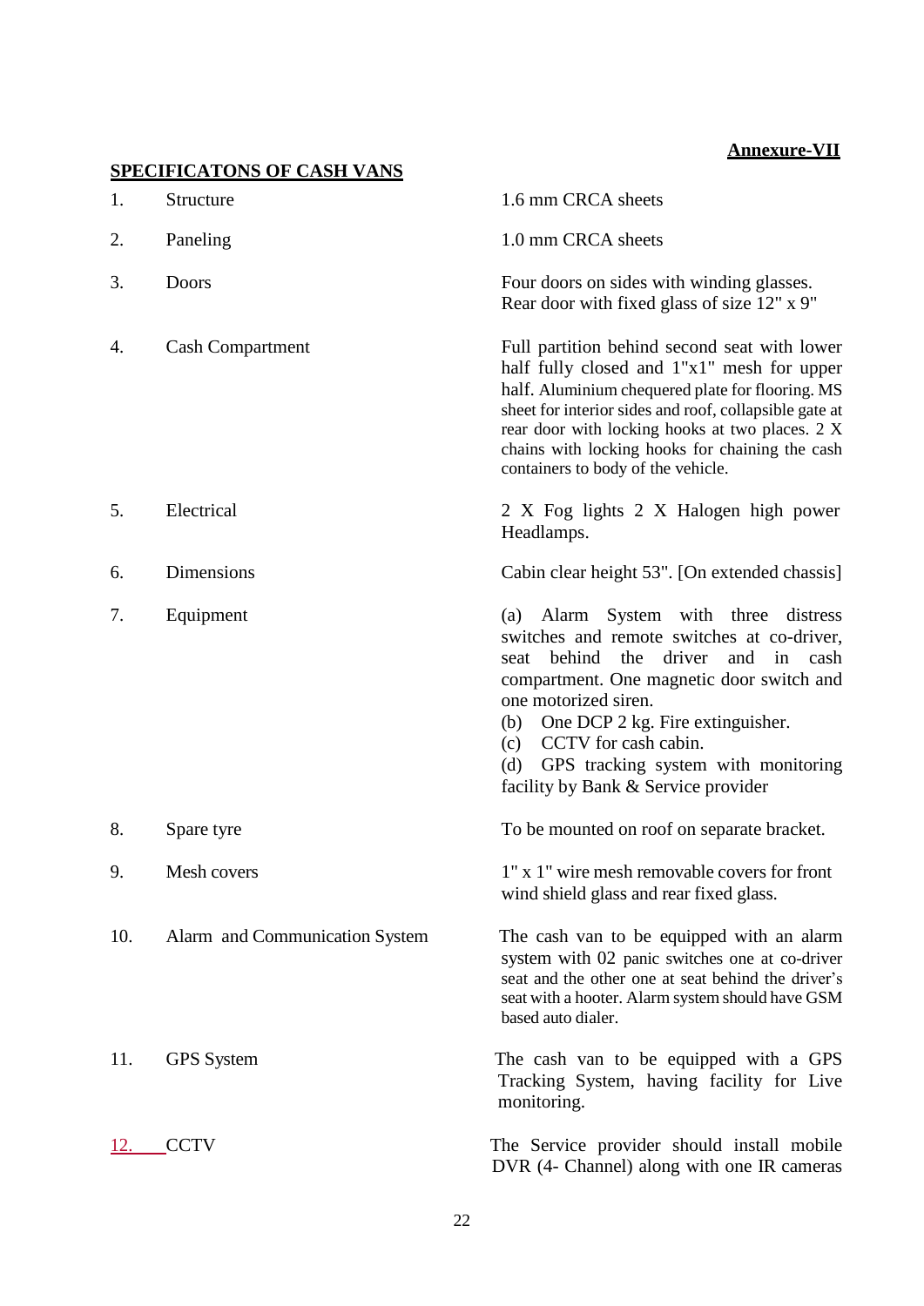**Annexure-VII**

**SPECIFICATONS OF CASH VANS**

| No. | Item | Specification |
|---|---|---|
| 1. | Structure | 1.6 mm CRCA sheets |
| 2. | Paneling | 1.0 mm CRCA sheets |
| 3. | Doors | Four doors on sides with winding glasses. Rear door with fixed glass of size 12" x 9" |
| 4. | Cash Compartment | Full partition behind second seat with lower half fully closed and 1"x1" mesh for upper half. Aluminium chequered plate for flooring. MS sheet for interior sides and roof, collapsible gate at rear door with locking hooks at two places. 2 X chains with locking hooks for chaining the cash containers to body of the vehicle. |
| 5. | Electrical | 2 X Fog lights 2 X Halogen high power Headlamps. |
| 6. | Dimensions | Cabin clear height 53". [On extended chassis] |
| 7. | Equipment | (a) Alarm System with three distress switches and remote switches at co-driver, seat behind the driver and in cash compartment. One magnetic door switch and one motorized siren.<br>(b) One DCP 2 kg. Fire extinguisher.<br>(c) CCTV for cash cabin.<br>(d) GPS tracking system with monitoring facility by Bank & Service provider |
| 8. | Spare tyre | To be mounted on roof on separate bracket. |
| 9. | Mesh covers | 1" x 1" wire mesh removable covers for front wind shield glass and rear fixed glass. |
| 10. | Alarm and Communication System | The cash van to be equipped with an alarm system with 02 panic switches one at co-driver seat and the other one at seat behind the driver's seat with a hooter. Alarm system should have GSM based auto dialer. |
| 11. | GPS System | The cash van to be equipped with a GPS Tracking System, having facility for Live monitoring. |
| 12. | CCTV | The Service provider should install mobile DVR (4- Channel) along with one IR cameras |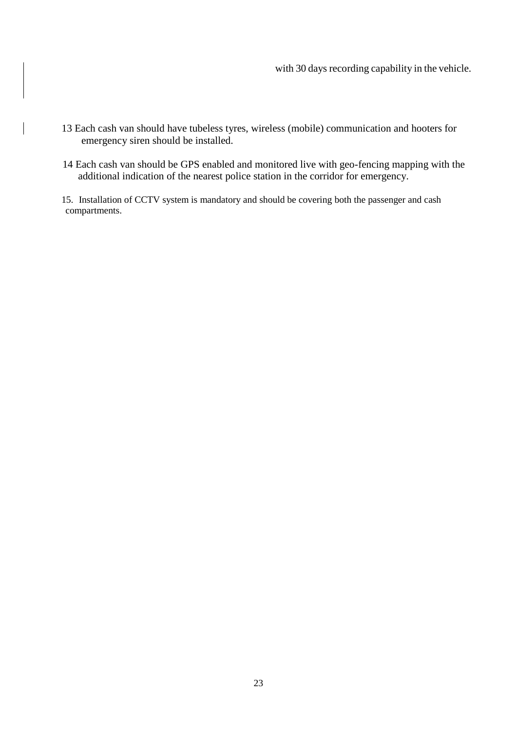with 30 days recording capability in the vehicle.

13 Each cash van should have tubeless tyres, wireless (mobile) communication and hooters for emergency siren should be installed.

14 Each cash van should be GPS enabled and monitored live with geo-fencing mapping with the additional indication of the nearest police station in the corridor for emergency.

15. Installation of CCTV system is mandatory and should be covering both the passenger and cash compartments.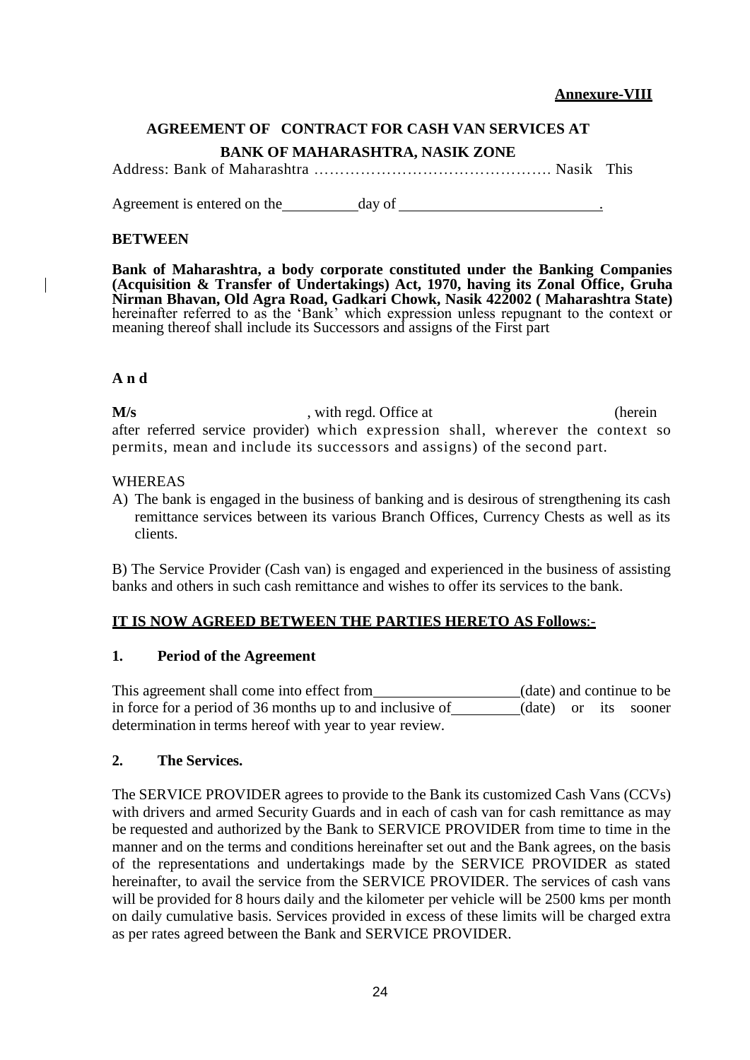**Annexure-VIII**

**AGREEMENT OF CONTRACT FOR CASH VAN SERVICES AT**

**BANK OF MAHARASHTRA, NASIK ZONE**

Address: Bank of Maharashtra ……………………………………… Nasik This

Agreement is entered on the \_\_\_\_\_\_\_\_\_\_ day of \_\_\_\_\_\_\_\_\_\_\_\_\_\_\_\_\_\_\_\_\_\_\_\_\_\_.

**BETWEEN**

**Bank of Maharashtra, a body corporate constituted under the Banking Companies (Acquisition & Transfer of Undertakings) Act, 1970, having its Zonal Office, Gruha Nirman Bhavan, Old Agra Road, Gadkari Chowk, Nasik 422002 ( Maharashtra State)** hereinafter referred to as the 'Bank' which expression unless repugnant to the context or meaning thereof shall include its Successors and assigns of the First part

**A n d**

**M/s** \_\_\_\_\_\_\_\_\_\_\_\_\_\_\_\_\_\_, with regd. Office at \_\_\_\_\_\_\_\_\_\_\_\_\_\_\_\_\_\_ (herein after referred service provider) which expression shall, wherever the context so permits, mean and include its successors and assigns) of the second part.

WHEREAS

A) The bank is engaged in the business of banking and is desirous of strengthening its cash remittance services between its various Branch Offices, Currency Chests as well as its clients.

B) The Service Provider (Cash van) is engaged and experienced in the business of assisting banks and others in such cash remittance and wishes to offer its services to the bank.

**IT IS NOW AGREED BETWEEN THE PARTIES HERETO AS Follows:-**

**1. Period of the Agreement**

This agreement shall come into effect from \_\_\_\_\_\_\_\_\_\_\_\_\_\_\_\_\_\_\_ (date) and continue to be in force for a period of 36 months up to and inclusive of \_\_\_\_\_\_\_\_\_\_ (date) or its sooner determination in terms hereof with year to year review.

**2. The Services.**

The SERVICE PROVIDER agrees to provide to the Bank its customized Cash Vans (CCVs) with drivers and armed Security Guards and in each of cash van for cash remittance as may be requested and authorized by the Bank to SERVICE PROVIDER from time to time in the manner and on the terms and conditions hereinafter set out and the Bank agrees, on the basis of the representations and undertakings made by the SERVICE PROVIDER as stated hereinafter, to avail the service from the SERVICE PROVIDER. The services of cash vans will be provided for 8 hours daily and the kilometer per vehicle will be 2500 kms per month on daily cumulative basis. Services provided in excess of these limits will be charged extra as per rates agreed between the Bank and SERVICE PROVIDER.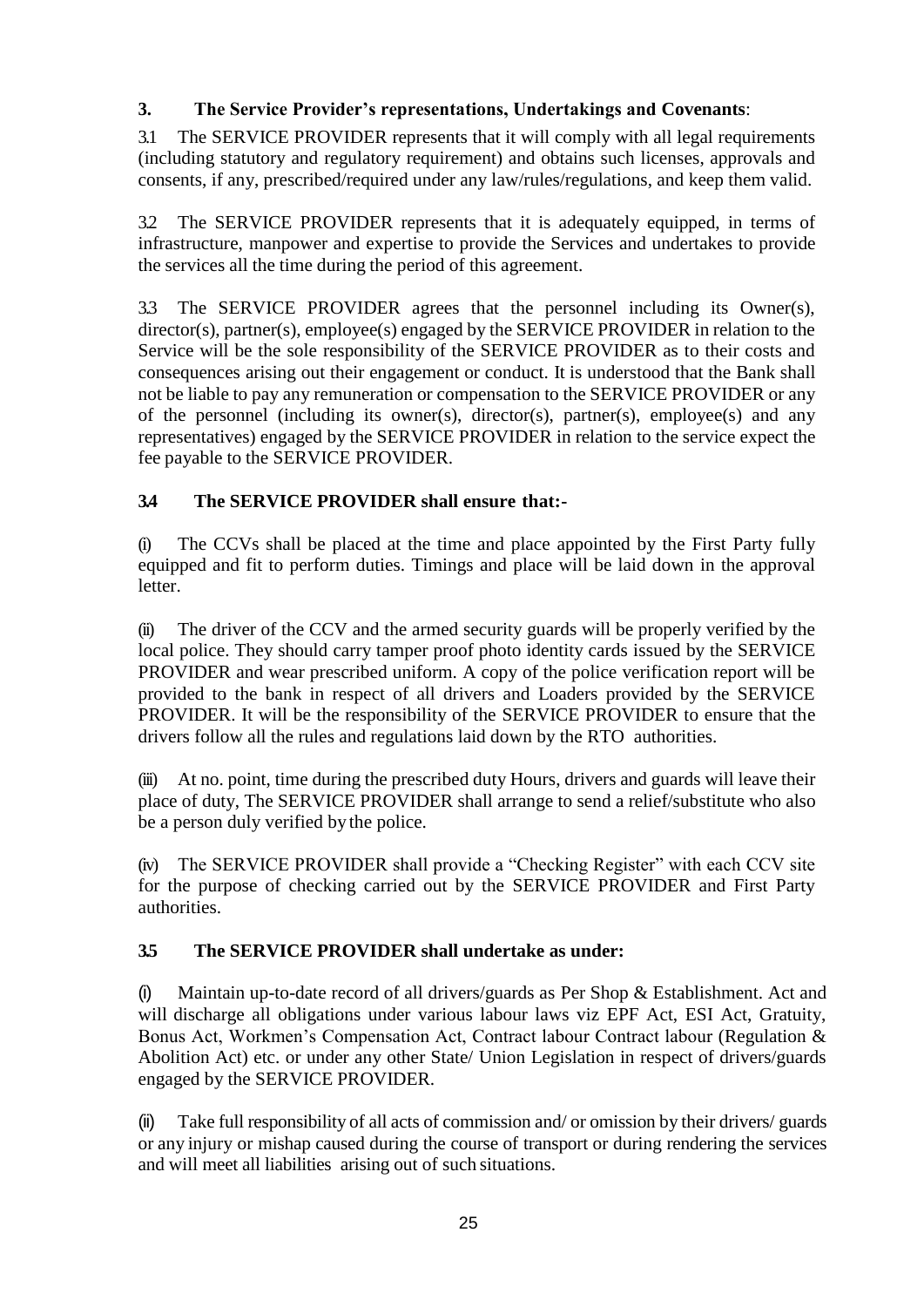## 3. The Service Provider's representations, Undertakings and Covenants:

3.1 The SERVICE PROVIDER represents that it will comply with all legal requirements (including statutory and regulatory requirement) and obtains such licenses, approvals and consents, if any, prescribed/required under any law/rules/regulations, and keep them valid.

3.2 The SERVICE PROVIDER represents that it is adequately equipped, in terms of infrastructure, manpower and expertise to provide the Services and undertakes to provide the services all the time during the period of this agreement.

3.3 The SERVICE PROVIDER agrees that the personnel including its Owner(s), director(s), partner(s), employee(s) engaged by the SERVICE PROVIDER in relation to the Service will be the sole responsibility of the SERVICE PROVIDER as to their costs and consequences arising out their engagement or conduct. It is understood that the Bank shall not be liable to pay any remuneration or compensation to the SERVICE PROVIDER or any of the personnel (including its owner(s), director(s), partner(s), employee(s) and any representatives) engaged by the SERVICE PROVIDER in relation to the service expect the fee payable to the SERVICE PROVIDER.

### 3.4 The SERVICE PROVIDER shall ensure that:-

(i) The CCVs shall be placed at the time and place appointed by the First Party fully equipped and fit to perform duties. Timings and place will be laid down in the approval letter.

(ii) The driver of the CCV and the armed security guards will be properly verified by the local police. They should carry tamper proof photo identity cards issued by the SERVICE PROVIDER and wear prescribed uniform. A copy of the police verification report will be provided to the bank in respect of all drivers and Loaders provided by the SERVICE PROVIDER. It will be the responsibility of the SERVICE PROVIDER to ensure that the drivers follow all the rules and regulations laid down by the RTO authorities.

(iii) At no. point, time during the prescribed duty Hours, drivers and guards will leave their place of duty, The SERVICE PROVIDER shall arrange to send a relief/substitute who also be a person duly verified by the police.

(iv) The SERVICE PROVIDER shall provide a "Checking Register" with each CCV site for the purpose of checking carried out by the SERVICE PROVIDER and First Party authorities.

### 3.5 The SERVICE PROVIDER shall undertake as under:

(i) Maintain up-to-date record of all drivers/guards as Per Shop & Establishment. Act and will discharge all obligations under various labour laws viz EPF Act, ESI Act, Gratuity, Bonus Act, Workmen's Compensation Act, Contract labour Contract labour (Regulation & Abolition Act) etc. or under any other State/ Union Legislation in respect of drivers/guards engaged by the SERVICE PROVIDER.

(ii) Take full responsibility of all acts of commission and/ or omission by their drivers/ guards or any injury or mishap caused during the course of transport or during rendering the services and will meet all liabilities arising out of such situations.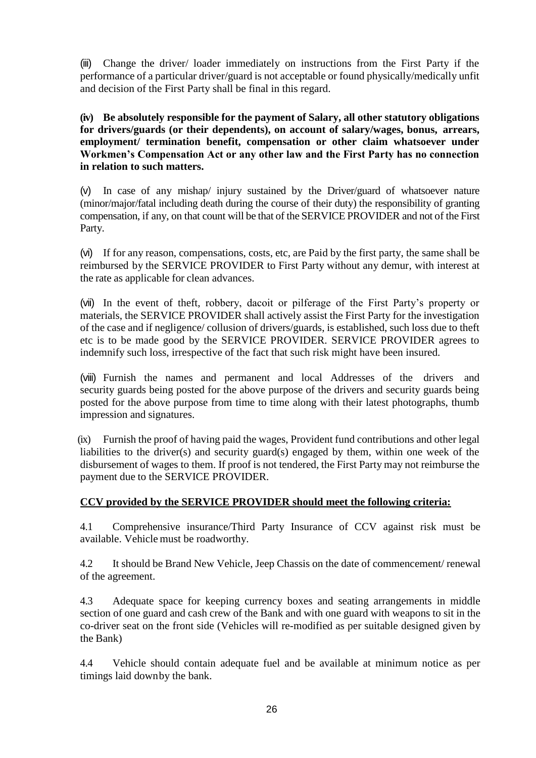(iii) Change the driver/ loader immediately on instructions from the First Party if the performance of a particular driver/guard is not acceptable or found physically/medically unfit and decision of the First Party shall be final in this regard.

**(iv) Be absolutely responsible for the payment of Salary, all other statutory obligations for drivers/guards (or their dependents), on account of salary/wages, bonus, arrears, employment/ termination benefit, compensation or other claim whatsoever under Workmen's Compensation Act or any other law and the First Party has no connection in relation to such matters.**

(v) In case of any mishap/ injury sustained by the Driver/guard of whatsoever nature (minor/major/fatal including death during the course of their duty) the responsibility of granting compensation, if any, on that count will be that of the SERVICE PROVIDER and not of the First Party.

(vi) If for any reason, compensations, costs, etc, are Paid by the first party, the same shall be reimbursed by the SERVICE PROVIDER to First Party without any demur, with interest at the rate as applicable for clean advances.

(vii) In the event of theft, robbery, dacoit or pilferage of the First Party's property or materials, the SERVICE PROVIDER shall actively assist the First Party for the investigation of the case and if negligence/ collusion of drivers/guards, is established, such loss due to theft etc is to be made good by the SERVICE PROVIDER. SERVICE PROVIDER agrees to indemnify such loss, irrespective of the fact that such risk might have been insured.

(viii) Furnish the names and permanent and local Addresses of the drivers and security guards being posted for the above purpose of the drivers and security guards being posted for the above purpose from time to time along with their latest photographs, thumb impression and signatures.

(ix) Furnish the proof of having paid the wages, Provident fund contributions and other legal liabilities to the driver(s) and security guard(s) engaged by them, within one week of the disbursement of wages to them. If proof is not tendered, the First Party may not reimburse the payment due to the SERVICE PROVIDER.

**CCV provided by the SERVICE PROVIDER should meet the following criteria:**

4.1 Comprehensive insurance/Third Party Insurance of CCV against risk must be available. Vehicle must be roadworthy.

4.2 It should be Brand New Vehicle, Jeep Chassis on the date of commencement/ renewal of the agreement.

4.3 Adequate space for keeping currency boxes and seating arrangements in middle section of one guard and cash crew of the Bank and with one guard with weapons to sit in the co-driver seat on the front side (Vehicles will re-modified as per suitable designed given by the Bank)

4.4 Vehicle should contain adequate fuel and be available at minimum notice as per timings laid downby the bank.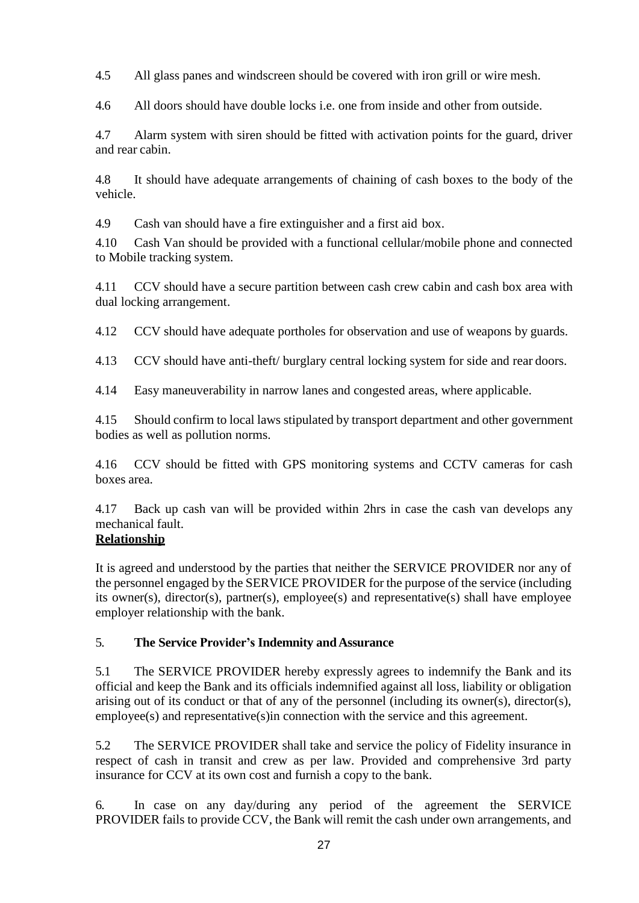4.5 All glass panes and windscreen should be covered with iron grill or wire mesh.

4.6 All doors should have double locks i.e. one from inside and other from outside.

4.7 Alarm system with siren should be fitted with activation points for the guard, driver and rear cabin.

4.8 It should have adequate arrangements of chaining of cash boxes to the body of the vehicle.

4.9 Cash van should have a fire extinguisher and a first aid box.

4.10 Cash Van should be provided with a functional cellular/mobile phone and connected to Mobile tracking system.

4.11 CCV should have a secure partition between cash crew cabin and cash box area with dual locking arrangement.

4.12 CCV should have adequate portholes for observation and use of weapons by guards.

4.13 CCV should have anti-theft/ burglary central locking system for side and rear doors.

4.14 Easy maneuverability in narrow lanes and congested areas, where applicable.

4.15 Should confirm to local laws stipulated by transport department and other government bodies as well as pollution norms.

4.16 CCV should be fitted with GPS monitoring systems and CCTV cameras for cash boxes area.

4.17 Back up cash van will be provided within 2hrs in case the cash van develops any mechanical fault.

**Relationship**

It is agreed and understood by the parties that neither the SERVICE PROVIDER nor any of the personnel engaged by the SERVICE PROVIDER for the purpose of the service (including its owner(s), director(s), partner(s), employee(s) and representative(s) shall have employee employer relationship with the bank.

5. **The Service Provider's Indemnity and Assurance**

5.1 The SERVICE PROVIDER hereby expressly agrees to indemnify the Bank and its official and keep the Bank and its officials indemnified against all loss, liability or obligation arising out of its conduct or that of any of the personnel (including its owner(s), director(s), employee(s) and representative(s)in connection with the service and this agreement.

5.2 The SERVICE PROVIDER shall take and service the policy of Fidelity insurance in respect of cash in transit and crew as per law. Provided and comprehensive 3rd party insurance for CCV at its own cost and furnish a copy to the bank.

6. In case on any day/during any period of the agreement the SERVICE PROVIDER fails to provide CCV, the Bank will remit the cash under own arrangements, and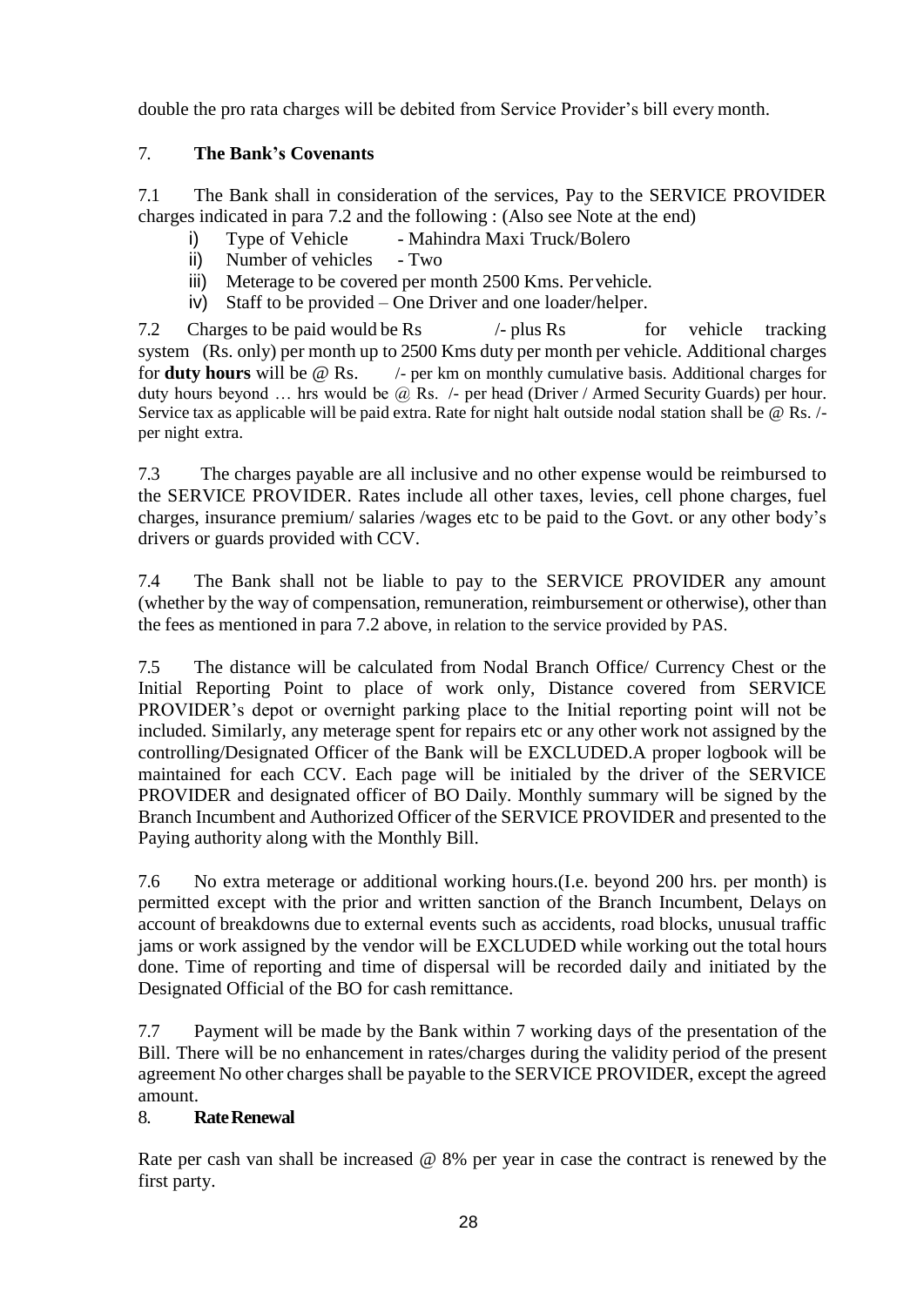double the pro rata charges will be debited from Service Provider's bill every month.

## 7. The Bank's Covenants

7.1 The Bank shall in consideration of the services, Pay to the SERVICE PROVIDER charges indicated in para 7.2 and the following : (Also see Note at the end)

i) Type of Vehicle - Mahindra Maxi Truck/Bolero
ii) Number of vehicles - Two
iii) Meterage to be covered per month 2500 Kms. Per vehicle.
iv) Staff to be provided – One Driver and one loader/helper.

7.2 Charges to be paid would be Rs /- plus Rs for vehicle tracking system (Rs. only) per month up to 2500 Kms duty per month per vehicle. Additional charges for **duty hours** will be @ Rs. /- per km on monthly cumulative basis. Additional charges for duty hours beyond … hrs would be @ Rs. /- per head (Driver / Armed Security Guards) per hour. Service tax as applicable will be paid extra. Rate for night halt outside nodal station shall be @ Rs. /- per night extra.

7.3 The charges payable are all inclusive and no other expense would be reimbursed to the SERVICE PROVIDER. Rates include all other taxes, levies, cell phone charges, fuel charges, insurance premium/ salaries /wages etc to be paid to the Govt. or any other body's drivers or guards provided with CCV.

7.4 The Bank shall not be liable to pay to the SERVICE PROVIDER any amount (whether by the way of compensation, remuneration, reimbursement or otherwise), other than the fees as mentioned in para 7.2 above, in relation to the service provided by PAS.

7.5 The distance will be calculated from Nodal Branch Office/ Currency Chest or the Initial Reporting Point to place of work only, Distance covered from SERVICE PROVIDER's depot or overnight parking place to the Initial reporting point will not be included. Similarly, any meterage spent for repairs etc or any other work not assigned by the controlling/Designated Officer of the Bank will be EXCLUDED.A proper logbook will be maintained for each CCV. Each page will be initialed by the driver of the SERVICE PROVIDER and designated officer of BO Daily. Monthly summary will be signed by the Branch Incumbent and Authorized Officer of the SERVICE PROVIDER and presented to the Paying authority along with the Monthly Bill.

7.6 No extra meterage or additional working hours.(I.e. beyond 200 hrs. per month) is permitted except with the prior and written sanction of the Branch Incumbent, Delays on account of breakdowns due to external events such as accidents, road blocks, unusual traffic jams or work assigned by the vendor will be EXCLUDED while working out the total hours done. Time of reporting and time of dispersal will be recorded daily and initiated by the Designated Official of the BO for cash remittance.

7.7 Payment will be made by the Bank within 7 working days of the presentation of the Bill. There will be no enhancement in rates/charges during the validity period of the present agreement No other charges shall be payable to the SERVICE PROVIDER, except the agreed amount.

## 8. Rate Renewal

Rate per cash van shall be increased @ 8% per year in case the contract is renewed by the first party.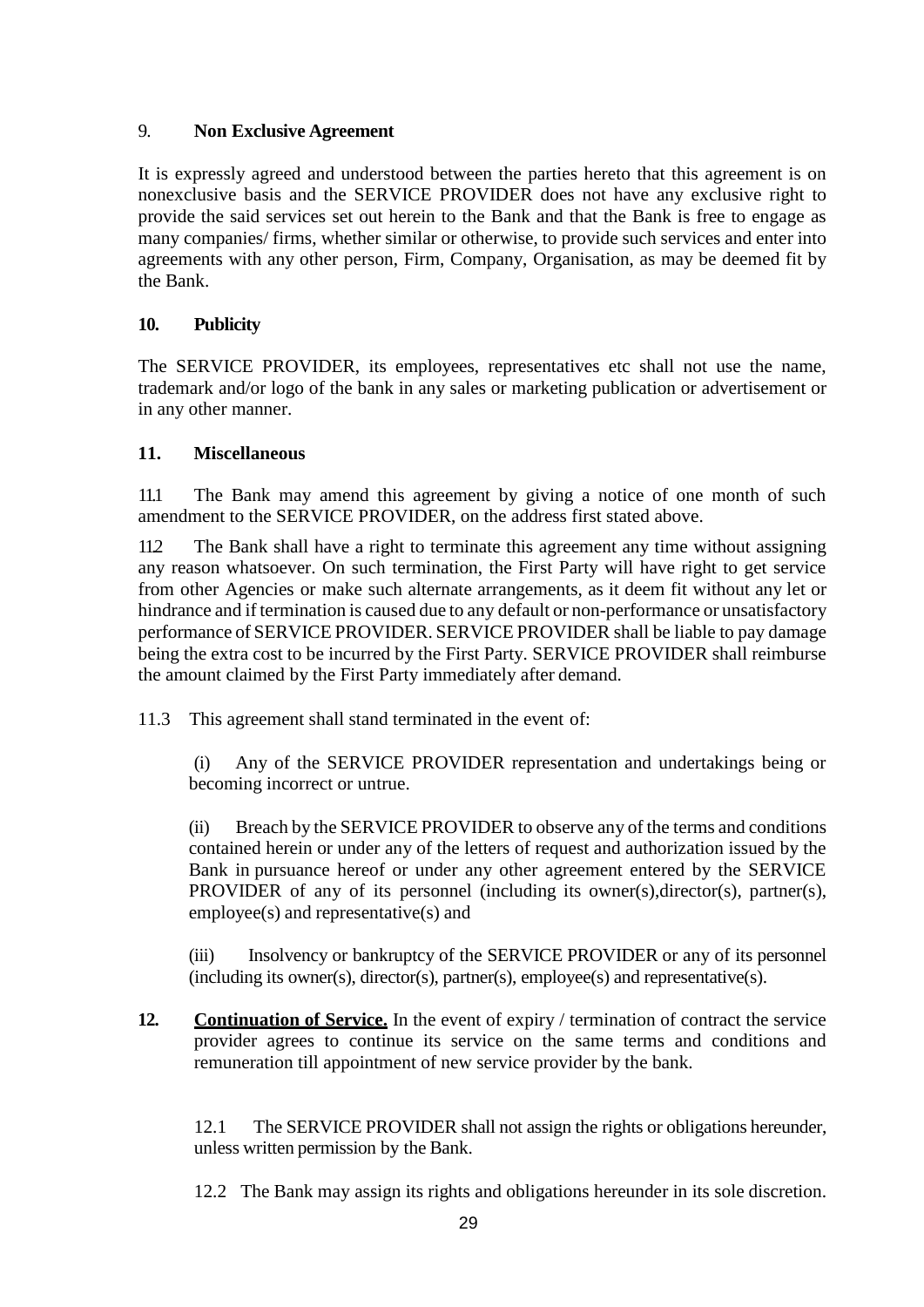## 9. Non Exclusive Agreement

It is expressly agreed and understood between the parties hereto that this agreement is on nonexclusive basis and the SERVICE PROVIDER does not have any exclusive right to provide the said services set out herein to the Bank and that the Bank is free to engage as many companies/ firms, whether similar or otherwise, to provide such services and enter into agreements with any other person, Firm, Company, Organisation, as may be deemed fit by the Bank.

## 10. Publicity

The SERVICE PROVIDER, its employees, representatives etc shall not use the name, trademark and/or logo of the bank in any sales or marketing publication or advertisement or in any other manner.

## 11. Miscellaneous

11.1 The Bank may amend this agreement by giving a notice of one month of such amendment to the SERVICE PROVIDER, on the address first stated above.

11.2 The Bank shall have a right to terminate this agreement any time without assigning any reason whatsoever. On such termination, the First Party will have right to get service from other Agencies or make such alternate arrangements, as it deem fit without any let or hindrance and if termination is caused due to any default or non-performance or unsatisfactory performance of SERVICE PROVIDER. SERVICE PROVIDER shall be liable to pay damage being the extra cost to be incurred by the First Party. SERVICE PROVIDER shall reimburse the amount claimed by the First Party immediately after demand.

11.3 This agreement shall stand terminated in the event of:

(i) Any of the SERVICE PROVIDER representation and undertakings being or becoming incorrect or untrue.

(ii) Breach by the SERVICE PROVIDER to observe any of the terms and conditions contained herein or under any of the letters of request and authorization issued by the Bank in pursuance hereof or under any other agreement entered by the SERVICE PROVIDER of any of its personnel (including its owner(s),director(s), partner(s), employee(s) and representative(s) and

(iii) Insolvency or bankruptcy of the SERVICE PROVIDER or any of its personnel (including its owner(s), director(s), partner(s), employee(s) and representative(s).

**12. <u>Continuation of Service.</u>** In the event of expiry / termination of contract the service provider agrees to continue its service on the same terms and conditions and remuneration till appointment of new service provider by the bank.

12.1 The SERVICE PROVIDER shall not assign the rights or obligations hereunder, unless written permission by the Bank.

12.2 The Bank may assign its rights and obligations hereunder in its sole discretion.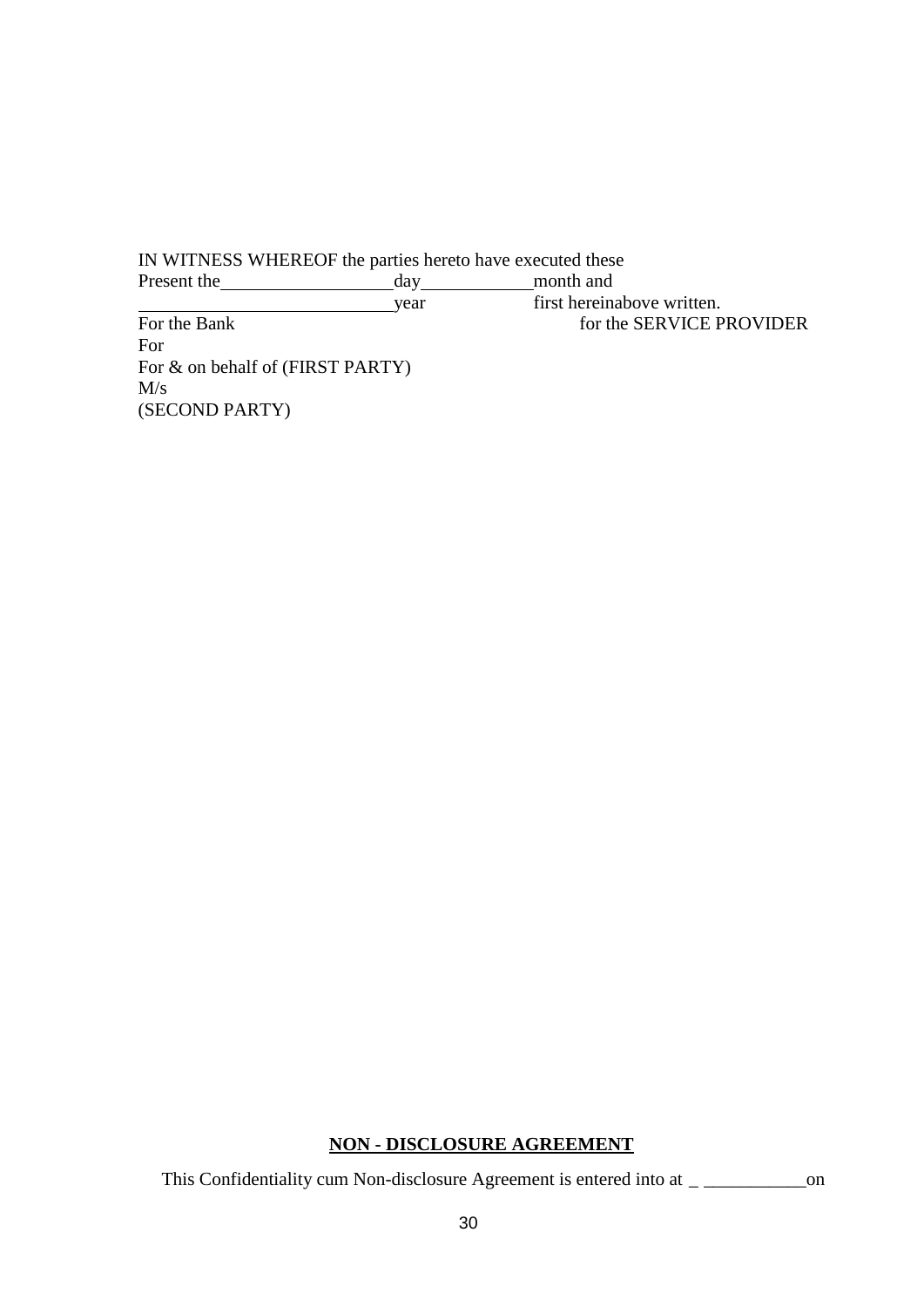IN WITNESS WHEREOF the parties hereto have executed these
Present the__________________day____________month and
___________________________year first hereinabove written.

For the Bank for the SERVICE PROVIDER
For
For & on behalf of (FIRST PARTY)
M/s
(SECOND PARTY)

**NON - DISCLOSURE AGREEMENT**

This Confidentiality cum Non-disclosure Agreement is entered into at _ ___________on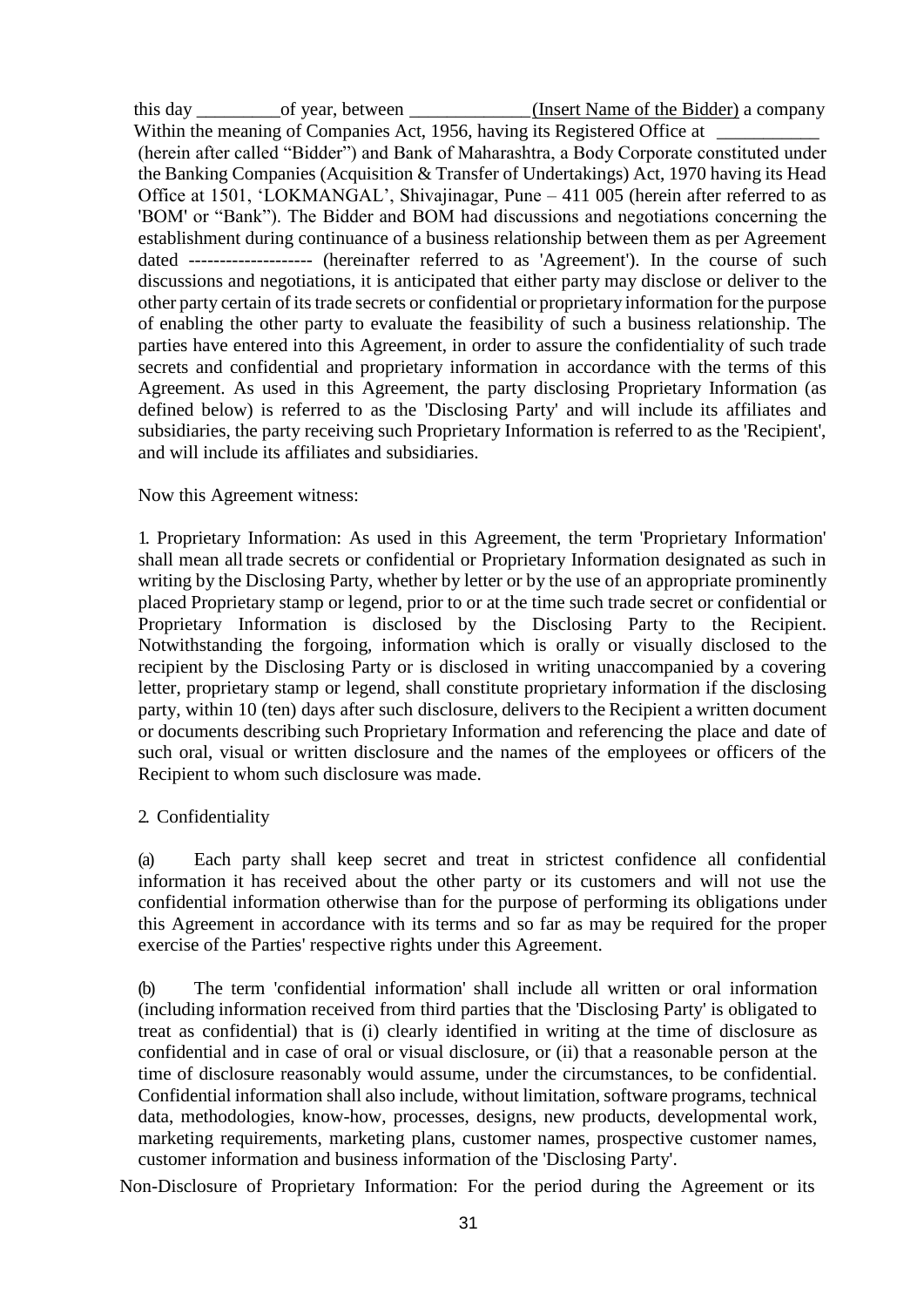this day _________of year, between _____________(Insert Name of the Bidder) a company Within the meaning of Companies Act, 1956, having its Registered Office at ___________ (herein after called "Bidder") and Bank of Maharashtra, a Body Corporate constituted under the Banking Companies (Acquisition & Transfer of Undertakings) Act, 1970 having its Head Office at 1501, 'LOKMANGAL', Shivajinagar, Pune – 411 005 (herein after referred to as 'BOM' or "Bank"). The Bidder and BOM had discussions and negotiations concerning the establishment during continuance of a business relationship between them as per Agreement dated ------------------- (hereinafter referred to as 'Agreement'). In the course of such discussions and negotiations, it is anticipated that either party may disclose or deliver to the other party certain of its trade secrets or confidential or proprietary information for the purpose of enabling the other party to evaluate the feasibility of such a business relationship. The parties have entered into this Agreement, in order to assure the confidentiality of such trade secrets and confidential and proprietary information in accordance with the terms of this Agreement. As used in this Agreement, the party disclosing Proprietary Information (as defined below) is referred to as the 'Disclosing Party' and will include its affiliates and subsidiaries, the party receiving such Proprietary Information is referred to as the 'Recipient', and will include its affiliates and subsidiaries.

Now this Agreement witness:

1. Proprietary Information: As used in this Agreement, the term 'Proprietary Information' shall mean all trade secrets or confidential or Proprietary Information designated as such in writing by the Disclosing Party, whether by letter or by the use of an appropriate prominently placed Proprietary stamp or legend, prior to or at the time such trade secret or confidential or Proprietary Information is disclosed by the Disclosing Party to the Recipient. Notwithstanding the forgoing, information which is orally or visually disclosed to the recipient by the Disclosing Party or is disclosed in writing unaccompanied by a covering letter, proprietary stamp or legend, shall constitute proprietary information if the disclosing party, within 10 (ten) days after such disclosure, delivers to the Recipient a written document or documents describing such Proprietary Information and referencing the place and date of such oral, visual or written disclosure and the names of the employees or officers of the Recipient to whom such disclosure was made.

2. Confidentiality

(a) Each party shall keep secret and treat in strictest confidence all confidential information it has received about the other party or its customers and will not use the confidential information otherwise than for the purpose of performing its obligations under this Agreement in accordance with its terms and so far as may be required for the proper exercise of the Parties' respective rights under this Agreement.

(b) The term 'confidential information' shall include all written or oral information (including information received from third parties that the 'Disclosing Party' is obligated to treat as confidential) that is (i) clearly identified in writing at the time of disclosure as confidential and in case of oral or visual disclosure, or (ii) that a reasonable person at the time of disclosure reasonably would assume, under the circumstances, to be confidential. Confidential information shall also include, without limitation, software programs, technical data, methodologies, know-how, processes, designs, new products, developmental work, marketing requirements, marketing plans, customer names, prospective customer names, customer information and business information of the 'Disclosing Party'.

Non-Disclosure of Proprietary Information: For the period during the Agreement or its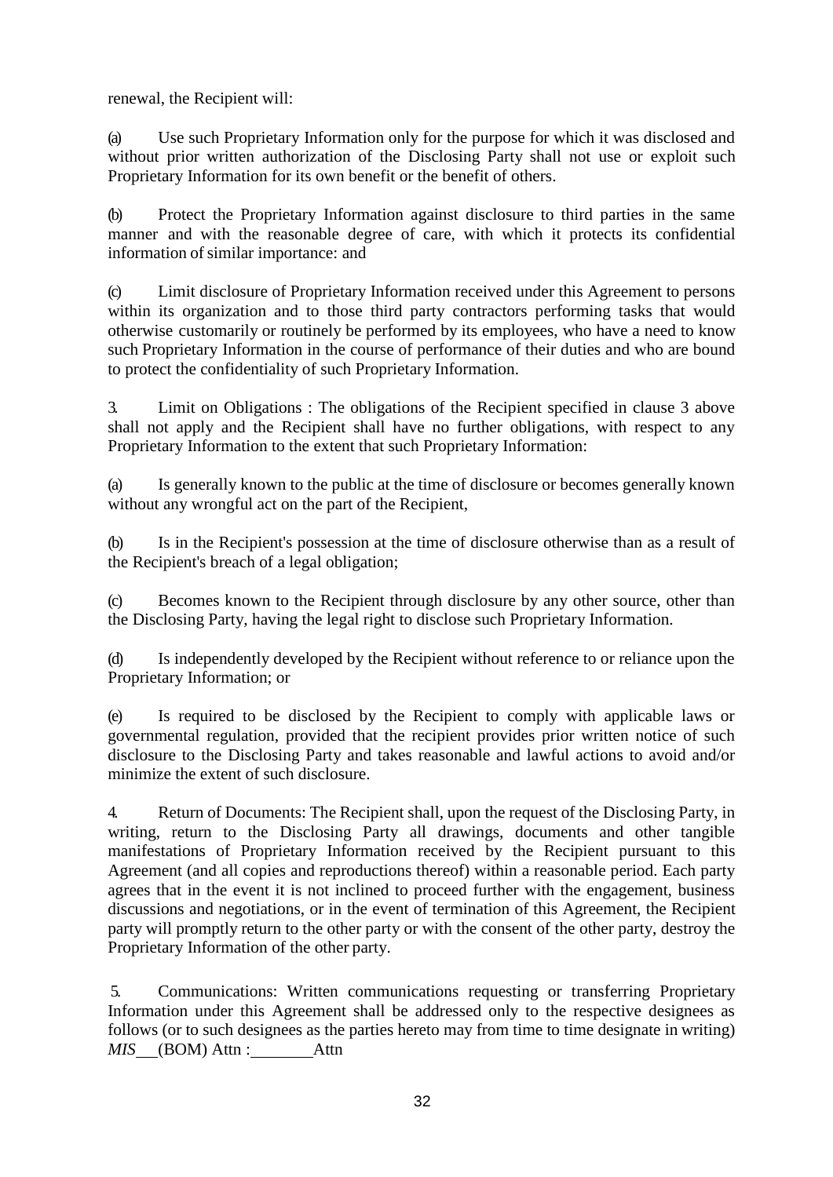renewal, the Recipient will:

(a) Use such Proprietary Information only for the purpose for which it was disclosed and without prior written authorization of the Disclosing Party shall not use or exploit such Proprietary Information for its own benefit or the benefit of others.

(b) Protect the Proprietary Information against disclosure to third parties in the same manner and with the reasonable degree of care, with which it protects its confidential information of similar importance: and

(c) Limit disclosure of Proprietary Information received under this Agreement to persons within its organization and to those third party contractors performing tasks that would otherwise customarily or routinely be performed by its employees, who have a need to know such Proprietary Information in the course of performance of their duties and who are bound to protect the confidentiality of such Proprietary Information.

3. Limit on Obligations : The obligations of the Recipient specified in clause 3 above shall not apply and the Recipient shall have no further obligations, with respect to any Proprietary Information to the extent that such Proprietary Information:

(a) Is generally known to the public at the time of disclosure or becomes generally known without any wrongful act on the part of the Recipient,

(b) Is in the Recipient's possession at the time of disclosure otherwise than as a result of the Recipient's breach of a legal obligation;

(c) Becomes known to the Recipient through disclosure by any other source, other than the Disclosing Party, having the legal right to disclose such Proprietary Information.

(d) Is independently developed by the Recipient without reference to or reliance upon the Proprietary Information; or

(e) Is required to be disclosed by the Recipient to comply with applicable laws or governmental regulation, provided that the recipient provides prior written notice of such disclosure to the Disclosing Party and takes reasonable and lawful actions to avoid and/or minimize the extent of such disclosure.

4. Return of Documents: The Recipient shall, upon the request of the Disclosing Party, in writing, return to the Disclosing Party all drawings, documents and other tangible manifestations of Proprietary Information received by the Recipient pursuant to this Agreement (and all copies and reproductions thereof) within a reasonable period. Each party agrees that in the event it is not inclined to proceed further with the engagement, business discussions and negotiations, or in the event of termination of this Agreement, the Recipient party will promptly return to the other party or with the consent of the other party, destroy the Proprietary Information of the other party.

5. Communications: Written communications requesting or transferring Proprietary Information under this Agreement shall be addressed only to the respective designees as follows (or to such designees as the parties hereto may from time to time designate in writing) *MIS* \_\_ (BOM) Attn : \_\_\_\_\_\_\_ Attn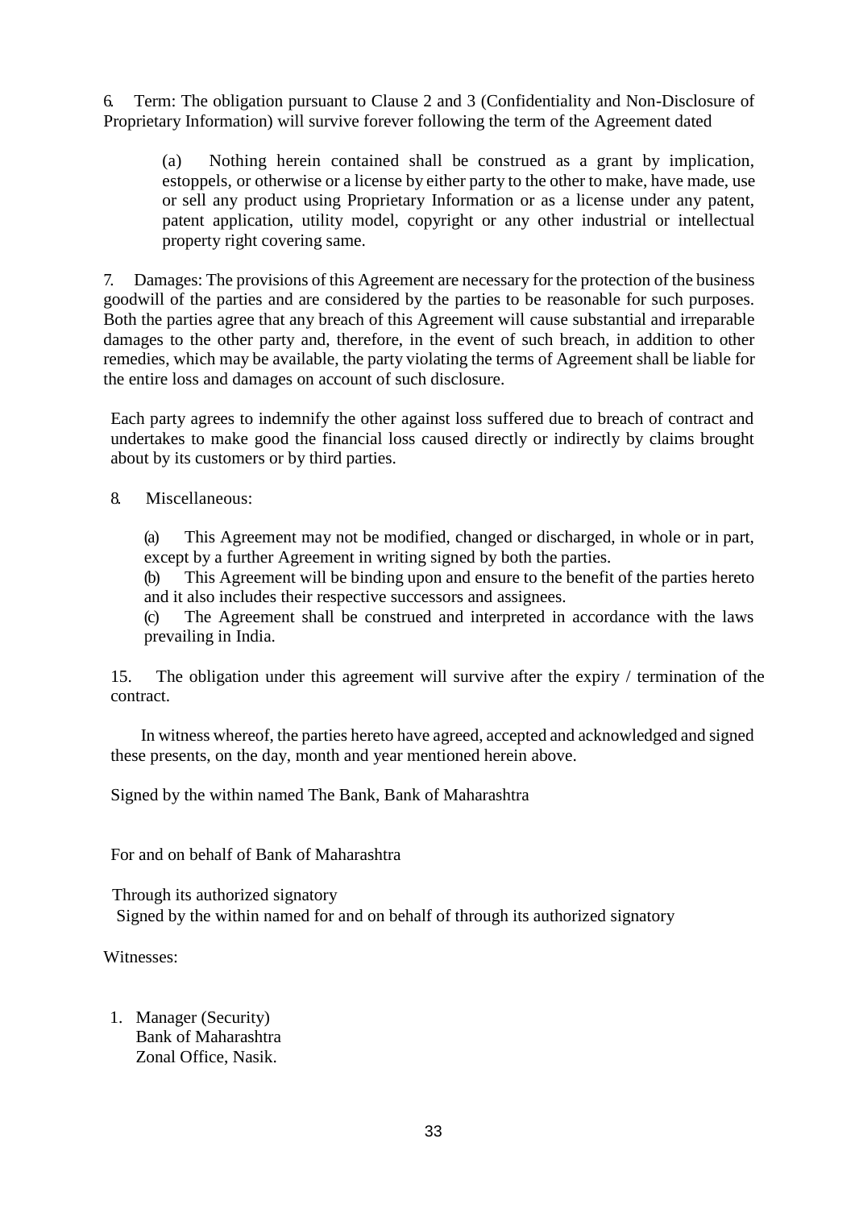6. Term: The obligation pursuant to Clause 2 and 3 (Confidentiality and Non-Disclosure of Proprietary Information) will survive forever following the term of the Agreement dated

(a) Nothing herein contained shall be construed as a grant by implication, estoppels, or otherwise or a license by either party to the other to make, have made, use or sell any product using Proprietary Information or as a license under any patent, patent application, utility model, copyright or any other industrial or intellectual property right covering same.

7. Damages: The provisions of this Agreement are necessary for the protection of the business goodwill of the parties and are considered by the parties to be reasonable for such purposes. Both the parties agree that any breach of this Agreement will cause substantial and irreparable damages to the other party and, therefore, in the event of such breach, in addition to other remedies, which may be available, the party violating the terms of Agreement shall be liable for the entire loss and damages on account of such disclosure.

Each party agrees to indemnify the other against loss suffered due to breach of contract and undertakes to make good the financial loss caused directly or indirectly by claims brought about by its customers or by third parties.

8. Miscellaneous:

(a) This Agreement may not be modified, changed or discharged, in whole or in part, except by a further Agreement in writing signed by both the parties.
(b) This Agreement will be binding upon and ensure to the benefit of the parties hereto and it also includes their respective successors and assignees.
(c) The Agreement shall be construed and interpreted in accordance with the laws prevailing in India.

15. The obligation under this agreement will survive after the expiry / termination of the contract.

In witness whereof, the parties hereto have agreed, accepted and acknowledged and signed these presents, on the day, month and year mentioned herein above.

Signed by the within named The Bank, Bank of Maharashtra

For and on behalf of Bank of Maharashtra

Through its authorized signatory
Signed by the within named for and on behalf of through its authorized signatory

Witnesses:

1. Manager (Security)
   Bank of Maharashtra
   Zonal Office, Nasik.